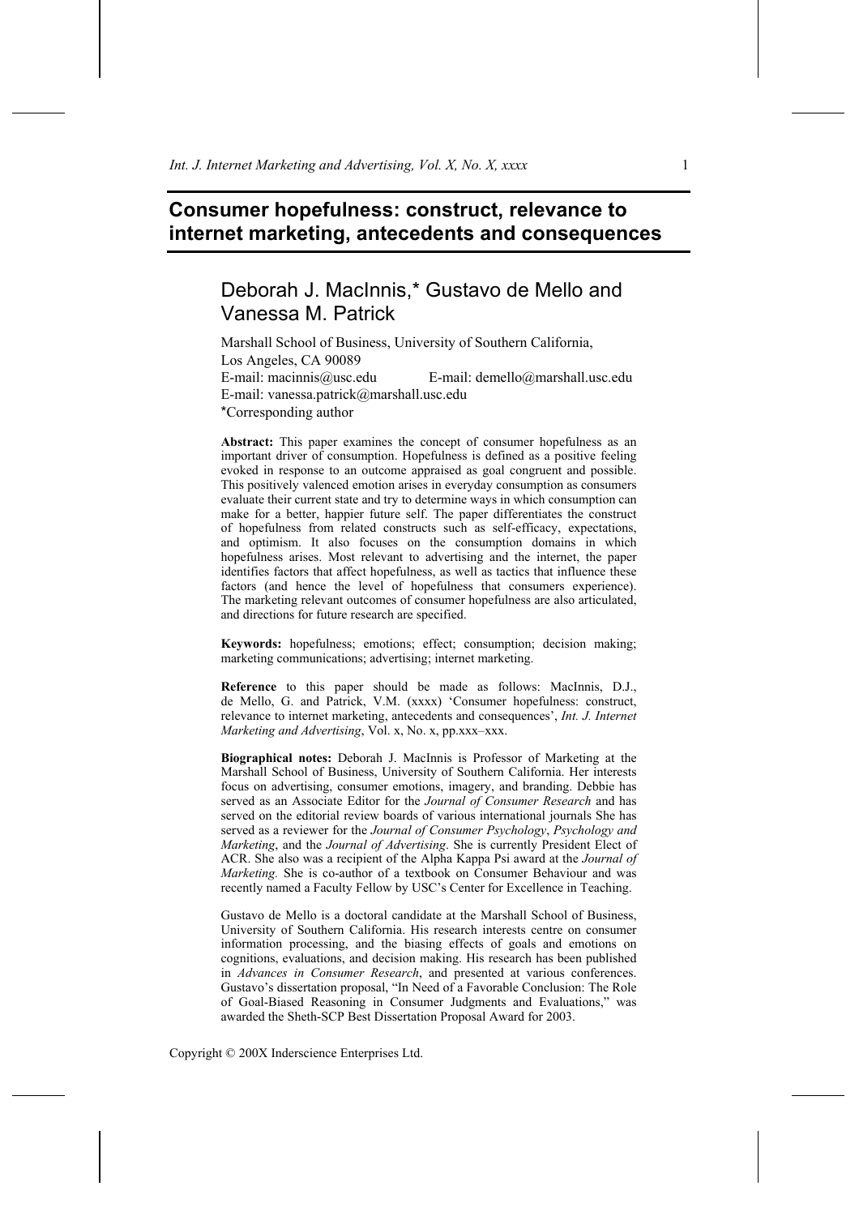# Consumer hopefulness: construct, relevance to internet marketing, antecedents and consequences

## Deborah J. MacInnis,* Gustavo de Mello and Vanessa M. Patrick

Marshall School of Business, University of Southern California,
Los Angeles, CA 90089
E-mail: macinnis@usc.edu  E-mail: demello@marshall.usc.edu
E-mail: vanessa.patrick@marshall.usc.edu
*Corresponding author

**Abstract:** This paper examines the concept of consumer hopefulness as an important driver of consumption. Hopefulness is defined as a positive feeling evoked in response to an outcome appraised as goal congruent and possible. This positively valenced emotion arises in everyday consumption as consumers evaluate their current state and try to determine ways in which consumption can make for a better, happier future self. The paper differentiates the construct of hopefulness from related constructs such as self-efficacy, expectations, and optimism. It also focuses on the consumption domains in which hopefulness arises. Most relevant to advertising and the internet, the paper identifies factors that affect hopefulness, as well as tactics that influence these factors (and hence the level of hopefulness that consumers experience). The marketing relevant outcomes of consumer hopefulness are also articulated, and directions for future research are specified.

**Keywords:** hopefulness; emotions; effect; consumption; decision making; marketing communications; advertising; internet marketing.

**Reference** to this paper should be made as follows: MacInnis, D.J., de Mello, G. and Patrick, V.M. (xxxx) 'Consumer hopefulness: construct, relevance to internet marketing, antecedents and consequences', *Int. J. Internet Marketing and Advertising*, Vol. x, No. x, pp.xxx–xxx.

**Biographical notes:** Deborah J. MacInnis is Professor of Marketing at the Marshall School of Business, University of Southern California. Her interests focus on advertising, consumer emotions, imagery, and branding. Debbie has served as an Associate Editor for the *Journal of Consumer Research* and has served on the editorial review boards of various international journals She has served as a reviewer for the *Journal of Consumer Psychology*, *Psychology and Marketing*, and the *Journal of Advertising*. She is currently President Elect of ACR. She also was a recipient of the Alpha Kappa Psi award at the *Journal of Marketing.* She is co-author of a textbook on Consumer Behaviour and was recently named a Faculty Fellow by USC's Center for Excellence in Teaching.

Gustavo de Mello is a doctoral candidate at the Marshall School of Business, University of Southern California. His research interests centre on consumer information processing, and the biasing effects of goals and emotions on cognitions, evaluations, and decision making. His research has been published in *Advances in Consumer Research*, and presented at various conferences. Gustavo's dissertation proposal, "In Need of a Favorable Conclusion: The Role of Goal-Biased Reasoning in Consumer Judgments and Evaluations," was awarded the Sheth-SCP Best Dissertation Proposal Award for 2003.

Copyright © 200X Inderscience Enterprises Ltd.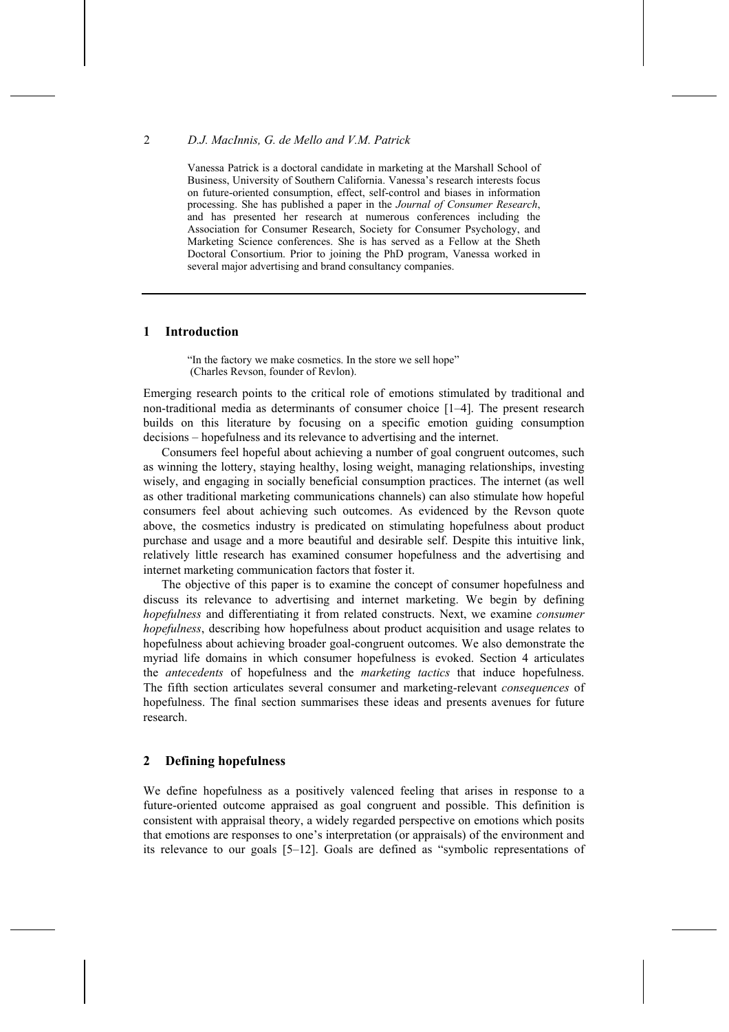Vanessa Patrick is a doctoral candidate in marketing at the Marshall School of Business, University of Southern California. Vanessa's research interests focus on future-oriented consumption, effect, self-control and biases in information processing. She has published a paper in the *Journal of Consumer Research*, and has presented her research at numerous conferences including the Association for Consumer Research, Society for Consumer Psychology, and Marketing Science conferences. She is has served as a Fellow at the Sheth Doctoral Consortium. Prior to joining the PhD program, Vanessa worked in several major advertising and brand consultancy companies.

## 1 Introduction

> "In the factory we make cosmetics. In the store we sell hope"
> (Charles Revson, founder of Revlon).

Emerging research points to the critical role of emotions stimulated by traditional and non-traditional media as determinants of consumer choice [1–4]. The present research builds on this literature by focusing on a specific emotion guiding consumption decisions – hopefulness and its relevance to advertising and the internet.

Consumers feel hopeful about achieving a number of goal congruent outcomes, such as winning the lottery, staying healthy, losing weight, managing relationships, investing wisely, and engaging in socially beneficial consumption practices. The internet (as well as other traditional marketing communications channels) can also stimulate how hopeful consumers feel about achieving such outcomes. As evidenced by the Revson quote above, the cosmetics industry is predicated on stimulating hopefulness about product purchase and usage and a more beautiful and desirable self. Despite this intuitive link, relatively little research has examined consumer hopefulness and the advertising and internet marketing communication factors that foster it.

The objective of this paper is to examine the concept of consumer hopefulness and discuss its relevance to advertising and internet marketing. We begin by defining *hopefulness* and differentiating it from related constructs. Next, we examine *consumer hopefulness*, describing how hopefulness about product acquisition and usage relates to hopefulness about achieving broader goal-congruent outcomes. We also demonstrate the myriad life domains in which consumer hopefulness is evoked. Section 4 articulates the *antecedents* of hopefulness and the *marketing tactics* that induce hopefulness. The fifth section articulates several consumer and marketing-relevant *consequences* of hopefulness. The final section summarises these ideas and presents avenues for future research.

## 2 Defining hopefulness

We define hopefulness as a positively valenced feeling that arises in response to a future-oriented outcome appraised as goal congruent and possible. This definition is consistent with appraisal theory, a widely regarded perspective on emotions which posits that emotions are responses to one's interpretation (or appraisals) of the environment and its relevance to our goals [5–12]. Goals are defined as "symbolic representations of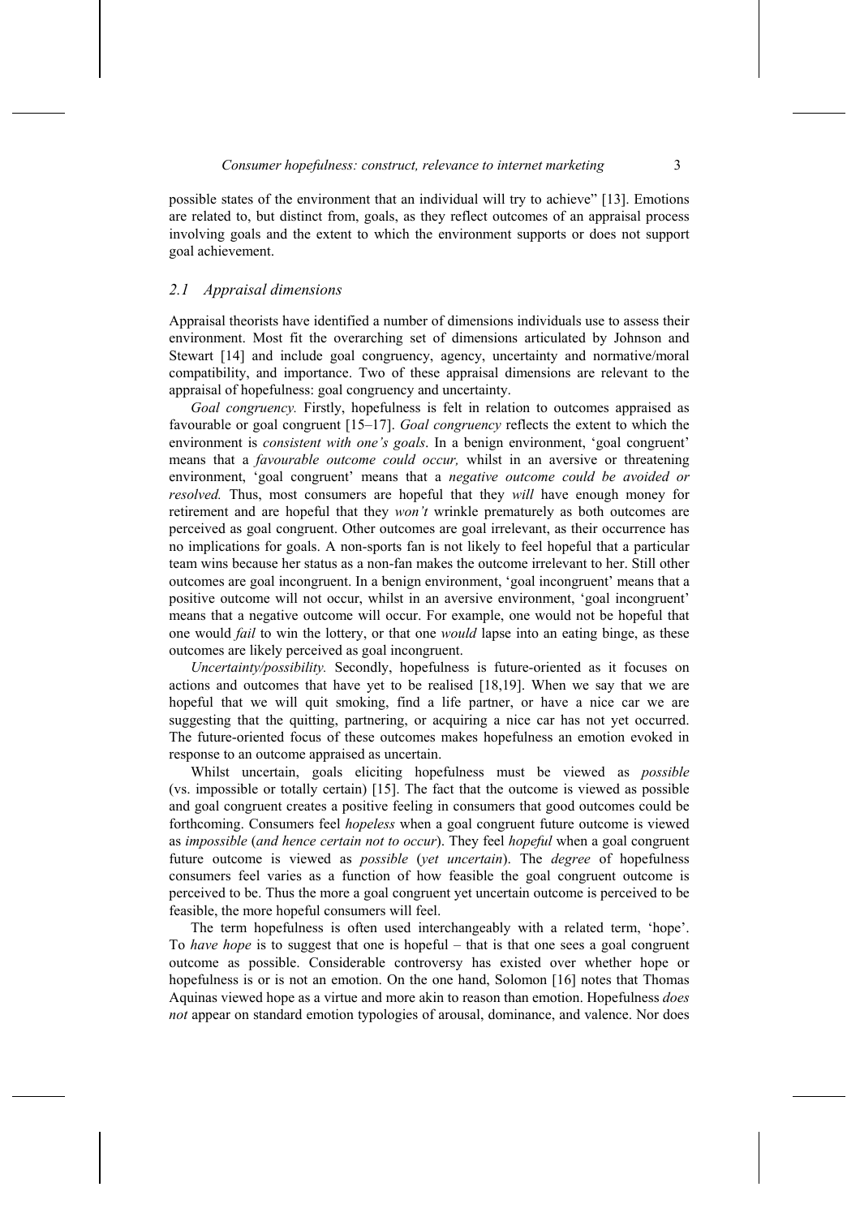possible states of the environment that an individual will try to achieve" [13]. Emotions are related to, but distinct from, goals, as they reflect outcomes of an appraisal process involving goals and the extent to which the environment supports or does not support goal achievement.

### 2.1 Appraisal dimensions

Appraisal theorists have identified a number of dimensions individuals use to assess their environment. Most fit the overarching set of dimensions articulated by Johnson and Stewart [14] and include goal congruency, agency, uncertainty and normative/moral compatibility, and importance. Two of these appraisal dimensions are relevant to the appraisal of hopefulness: goal congruency and uncertainty.

*Goal congruency.* Firstly, hopefulness is felt in relation to outcomes appraised as favourable or goal congruent [15–17]. *Goal congruency* reflects the extent to which the environment is *consistent with one's goals*. In a benign environment, 'goal congruent' means that a *favourable outcome could occur,* whilst in an aversive or threatening environment, 'goal congruent' means that a *negative outcome could be avoided or resolved.* Thus, most consumers are hopeful that they *will* have enough money for retirement and are hopeful that they *won't* wrinkle prematurely as both outcomes are perceived as goal congruent. Other outcomes are goal irrelevant, as their occurrence has no implications for goals. A non-sports fan is not likely to feel hopeful that a particular team wins because her status as a non-fan makes the outcome irrelevant to her. Still other outcomes are goal incongruent. In a benign environment, 'goal incongruent' means that a positive outcome will not occur, whilst in an aversive environment, 'goal incongruent' means that a negative outcome will occur. For example, one would not be hopeful that one would *fail* to win the lottery, or that one *would* lapse into an eating binge, as these outcomes are likely perceived as goal incongruent.

*Uncertainty/possibility.* Secondly, hopefulness is future-oriented as it focuses on actions and outcomes that have yet to be realised [18,19]. When we say that we are hopeful that we will quit smoking, find a life partner, or have a nice car we are suggesting that the quitting, partnering, or acquiring a nice car has not yet occurred. The future-oriented focus of these outcomes makes hopefulness an emotion evoked in response to an outcome appraised as uncertain.

Whilst uncertain, goals eliciting hopefulness must be viewed as *possible* (vs. impossible or totally certain) [15]. The fact that the outcome is viewed as possible and goal congruent creates a positive feeling in consumers that good outcomes could be forthcoming. Consumers feel *hopeless* when a goal congruent future outcome is viewed as *impossible* (*and hence certain not to occur*). They feel *hopeful* when a goal congruent future outcome is viewed as *possible* (*yet uncertain*). The *degree* of hopefulness consumers feel varies as a function of how feasible the goal congruent outcome is perceived to be. Thus the more a goal congruent yet uncertain outcome is perceived to be feasible, the more hopeful consumers will feel.

The term hopefulness is often used interchangeably with a related term, 'hope'. To *have hope* is to suggest that one is hopeful – that is that one sees a goal congruent outcome as possible. Considerable controversy has existed over whether hope or hopefulness is or is not an emotion. On the one hand, Solomon [16] notes that Thomas Aquinas viewed hope as a virtue and more akin to reason than emotion. Hopefulness *does not* appear on standard emotion typologies of arousal, dominance, and valence. Nor does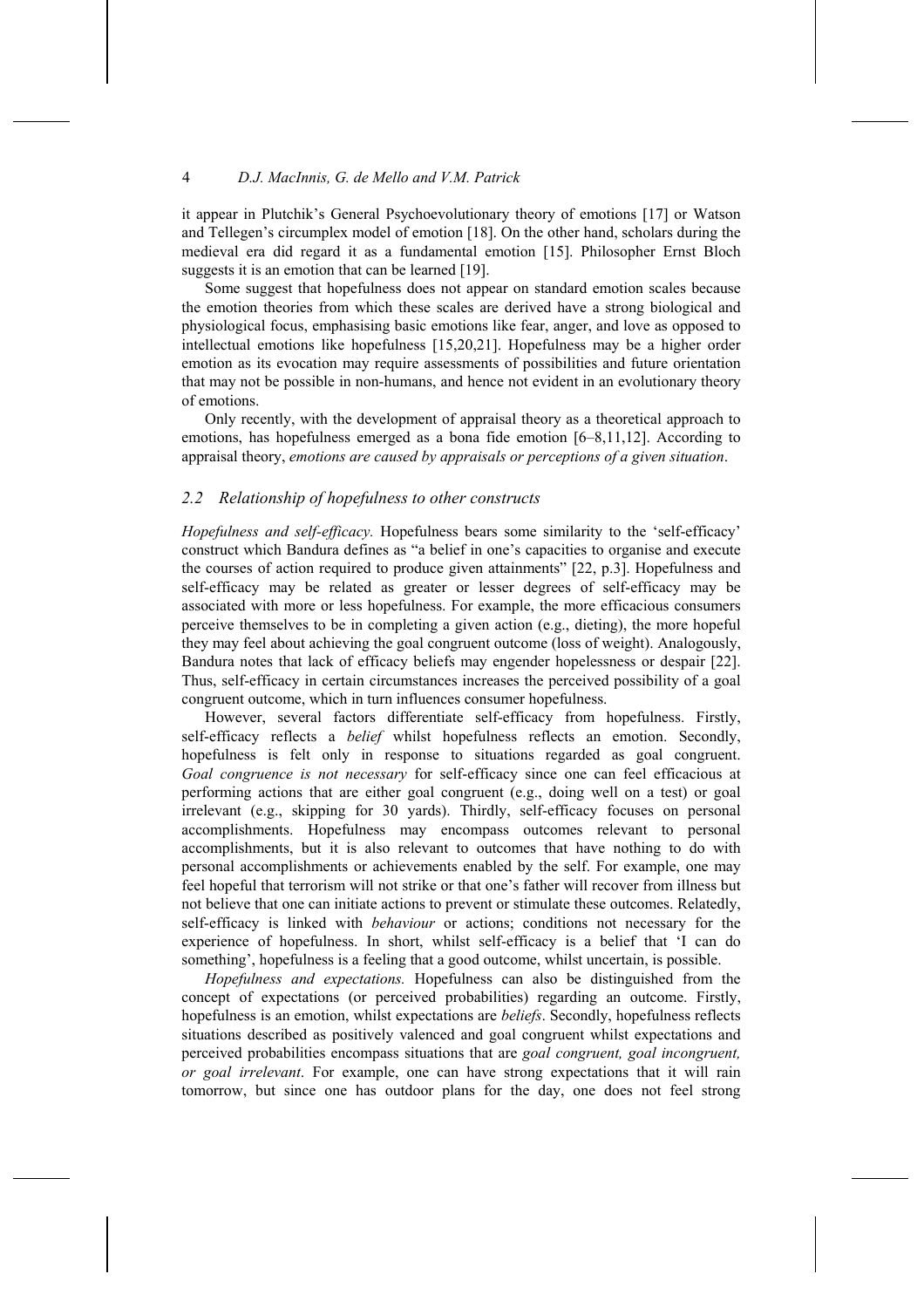it appear in Plutchik's General Psychoevolutionary theory of emotions [17] or Watson and Tellegen's circumplex model of emotion [18]. On the other hand, scholars during the medieval era did regard it as a fundamental emotion [15]. Philosopher Ernst Bloch suggests it is an emotion that can be learned [19].

Some suggest that hopefulness does not appear on standard emotion scales because the emotion theories from which these scales are derived have a strong biological and physiological focus, emphasising basic emotions like fear, anger, and love as opposed to intellectual emotions like hopefulness [15,20,21]. Hopefulness may be a higher order emotion as its evocation may require assessments of possibilities and future orientation that may not be possible in non-humans, and hence not evident in an evolutionary theory of emotions.

Only recently, with the development of appraisal theory as a theoretical approach to emotions, has hopefulness emerged as a bona fide emotion [6–8,11,12]. According to appraisal theory, *emotions are caused by appraisals or perceptions of a given situation*.

### 2.2 Relationship of hopefulness to other constructs

*Hopefulness and self-efficacy.* Hopefulness bears some similarity to the 'self-efficacy' construct which Bandura defines as "a belief in one's capacities to organise and execute the courses of action required to produce given attainments" [22, p.3]. Hopefulness and self-efficacy may be related as greater or lesser degrees of self-efficacy may be associated with more or less hopefulness. For example, the more efficacious consumers perceive themselves to be in completing a given action (e.g., dieting), the more hopeful they may feel about achieving the goal congruent outcome (loss of weight). Analogously, Bandura notes that lack of efficacy beliefs may engender hopelessness or despair [22]. Thus, self-efficacy in certain circumstances increases the perceived possibility of a goal congruent outcome, which in turn influences consumer hopefulness.

However, several factors differentiate self-efficacy from hopefulness. Firstly, self-efficacy reflects a *belief* whilst hopefulness reflects an emotion. Secondly, hopefulness is felt only in response to situations regarded as goal congruent. *Goal congruence is not necessary* for self-efficacy since one can feel efficacious at performing actions that are either goal congruent (e.g., doing well on a test) or goal irrelevant (e.g., skipping for 30 yards). Thirdly, self-efficacy focuses on personal accomplishments. Hopefulness may encompass outcomes relevant to personal accomplishments, but it is also relevant to outcomes that have nothing to do with personal accomplishments or achievements enabled by the self. For example, one may feel hopeful that terrorism will not strike or that one's father will recover from illness but not believe that one can initiate actions to prevent or stimulate these outcomes. Relatedly, self-efficacy is linked with *behaviour* or actions; conditions not necessary for the experience of hopefulness. In short, whilst self-efficacy is a belief that 'I can do something', hopefulness is a feeling that a good outcome, whilst uncertain, is possible.

*Hopefulness and expectations.* Hopefulness can also be distinguished from the concept of expectations (or perceived probabilities) regarding an outcome. Firstly, hopefulness is an emotion, whilst expectations are *beliefs*. Secondly, hopefulness reflects situations described as positively valenced and goal congruent whilst expectations and perceived probabilities encompass situations that are *goal congruent, goal incongruent, or goal irrelevant*. For example, one can have strong expectations that it will rain tomorrow, but since one has outdoor plans for the day, one does not feel strong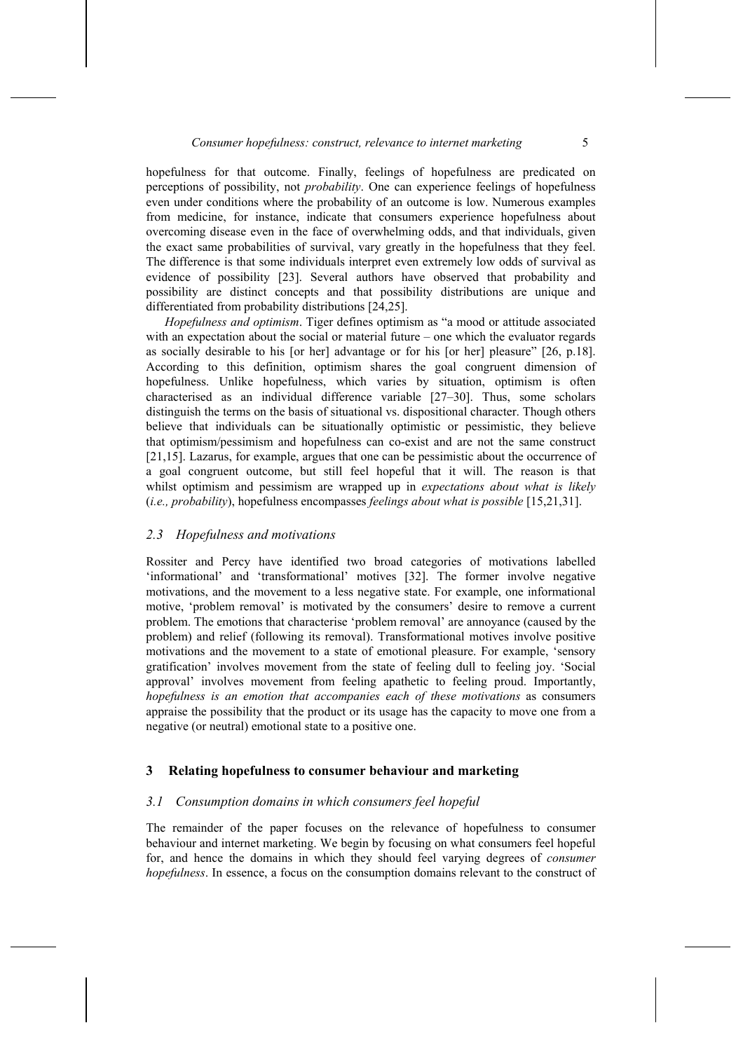hopefulness for that outcome. Finally, feelings of hopefulness are predicated on perceptions of possibility, not *probability*. One can experience feelings of hopefulness even under conditions where the probability of an outcome is low. Numerous examples from medicine, for instance, indicate that consumers experience hopefulness about overcoming disease even in the face of overwhelming odds, and that individuals, given the exact same probabilities of survival, vary greatly in the hopefulness that they feel. The difference is that some individuals interpret even extremely low odds of survival as evidence of possibility [23]. Several authors have observed that probability and possibility are distinct concepts and that possibility distributions are unique and differentiated from probability distributions [24,25].

*Hopefulness and optimism*. Tiger defines optimism as "a mood or attitude associated with an expectation about the social or material future – one which the evaluator regards as socially desirable to his [or her] advantage or for his [or her] pleasure" [26, p.18]. According to this definition, optimism shares the goal congruent dimension of hopefulness. Unlike hopefulness, which varies by situation, optimism is often characterised as an individual difference variable [27–30]. Thus, some scholars distinguish the terms on the basis of situational vs. dispositional character. Though others believe that individuals can be situationally optimistic or pessimistic, they believe that optimism/pessimism and hopefulness can co-exist and are not the same construct [21,15]. Lazarus, for example, argues that one can be pessimistic about the occurrence of a goal congruent outcome, but still feel hopeful that it will. The reason is that whilst optimism and pessimism are wrapped up in *expectations about what is likely* (*i.e., probability*), hopefulness encompasses *feelings about what is possible* [15,21,31].

### 2.3 Hopefulness and motivations

Rossiter and Percy have identified two broad categories of motivations labelled 'informational' and 'transformational' motives [32]. The former involve negative motivations, and the movement to a less negative state. For example, one informational motive, 'problem removal' is motivated by the consumers' desire to remove a current problem. The emotions that characterise 'problem removal' are annoyance (caused by the problem) and relief (following its removal). Transformational motives involve positive motivations and the movement to a state of emotional pleasure. For example, 'sensory gratification' involves movement from the state of feeling dull to feeling joy. 'Social approval' involves movement from feeling apathetic to feeling proud. Importantly, *hopefulness is an emotion that accompanies each of these motivations* as consumers appraise the possibility that the product or its usage has the capacity to move one from a negative (or neutral) emotional state to a positive one.

## 3 Relating hopefulness to consumer behaviour and marketing

### 3.1 Consumption domains in which consumers feel hopeful

The remainder of the paper focuses on the relevance of hopefulness to consumer behaviour and internet marketing. We begin by focusing on what consumers feel hopeful for, and hence the domains in which they should feel varying degrees of *consumer hopefulness*. In essence, a focus on the consumption domains relevant to the construct of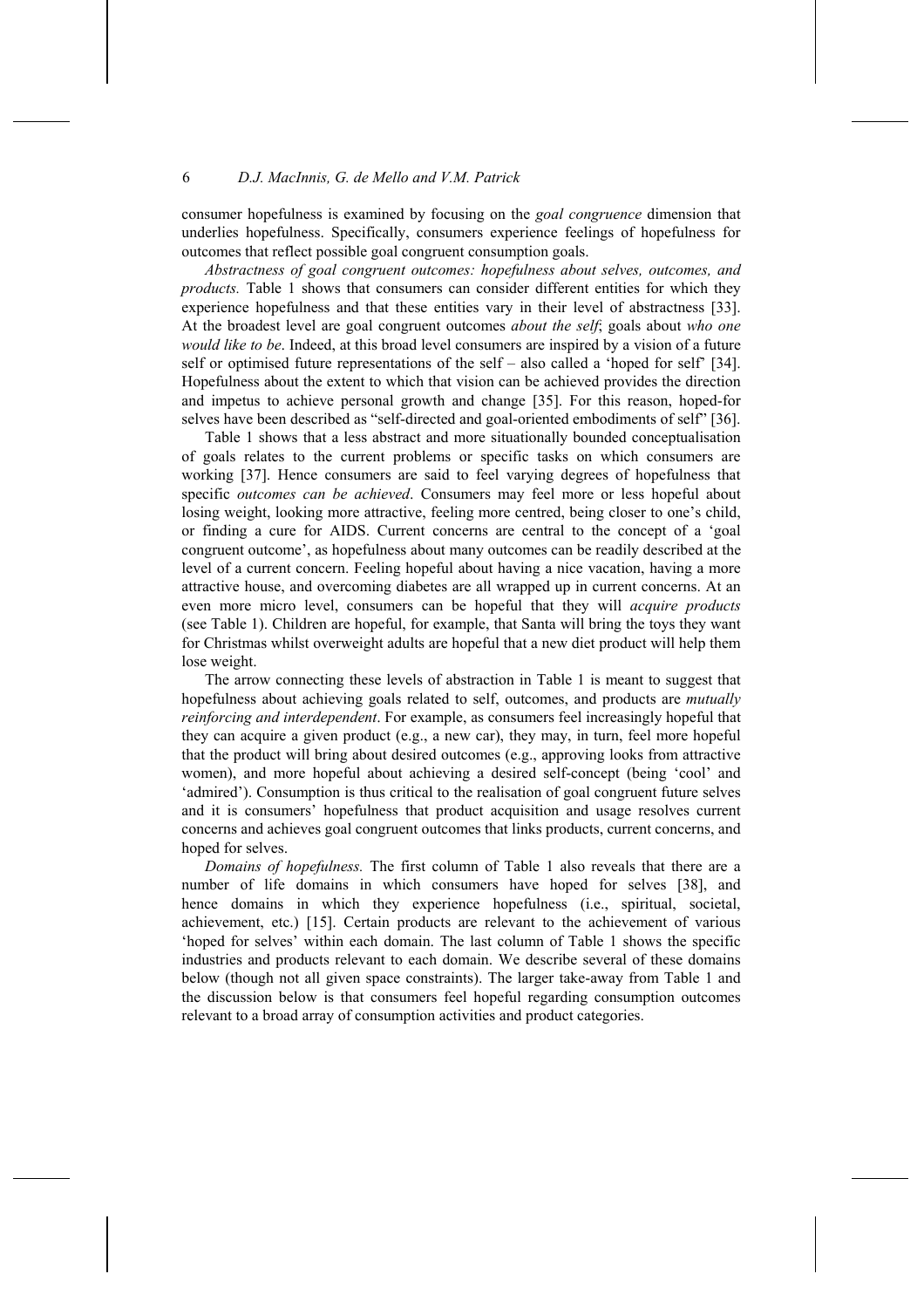consumer hopefulness is examined by focusing on the *goal congruence* dimension that underlies hopefulness. Specifically, consumers experience feelings of hopefulness for outcomes that reflect possible goal congruent consumption goals.

*Abstractness of goal congruent outcomes: hopefulness about selves, outcomes, and products.* Table 1 shows that consumers can consider different entities for which they experience hopefulness and that these entities vary in their level of abstractness [33]. At the broadest level are goal congruent outcomes *about the self*; goals about *who one would like to be*. Indeed, at this broad level consumers are inspired by a vision of a future self or optimised future representations of the self – also called a 'hoped for self' [34]. Hopefulness about the extent to which that vision can be achieved provides the direction and impetus to achieve personal growth and change [35]. For this reason, hoped-for selves have been described as "self-directed and goal-oriented embodiments of self" [36].

Table 1 shows that a less abstract and more situationally bounded conceptualisation of goals relates to the current problems or specific tasks on which consumers are working [37]. Hence consumers are said to feel varying degrees of hopefulness that specific *outcomes can be achieved*. Consumers may feel more or less hopeful about losing weight, looking more attractive, feeling more centred, being closer to one's child, or finding a cure for AIDS. Current concerns are central to the concept of a 'goal congruent outcome', as hopefulness about many outcomes can be readily described at the level of a current concern. Feeling hopeful about having a nice vacation, having a more attractive house, and overcoming diabetes are all wrapped up in current concerns. At an even more micro level, consumers can be hopeful that they will *acquire products* (see Table 1). Children are hopeful, for example, that Santa will bring the toys they want for Christmas whilst overweight adults are hopeful that a new diet product will help them lose weight.

The arrow connecting these levels of abstraction in Table 1 is meant to suggest that hopefulness about achieving goals related to self, outcomes, and products are *mutually reinforcing and interdependent*. For example, as consumers feel increasingly hopeful that they can acquire a given product (e.g., a new car), they may, in turn, feel more hopeful that the product will bring about desired outcomes (e.g., approving looks from attractive women), and more hopeful about achieving a desired self-concept (being 'cool' and 'admired'). Consumption is thus critical to the realisation of goal congruent future selves and it is consumers' hopefulness that product acquisition and usage resolves current concerns and achieves goal congruent outcomes that links products, current concerns, and hoped for selves.

*Domains of hopefulness.* The first column of Table 1 also reveals that there are a number of life domains in which consumers have hoped for selves [38], and hence domains in which they experience hopefulness (i.e., spiritual, societal, achievement, etc.) [15]. Certain products are relevant to the achievement of various 'hoped for selves' within each domain. The last column of Table 1 shows the specific industries and products relevant to each domain. We describe several of these domains below (though not all given space constraints). The larger take-away from Table 1 and the discussion below is that consumers feel hopeful regarding consumption outcomes relevant to a broad array of consumption activities and product categories.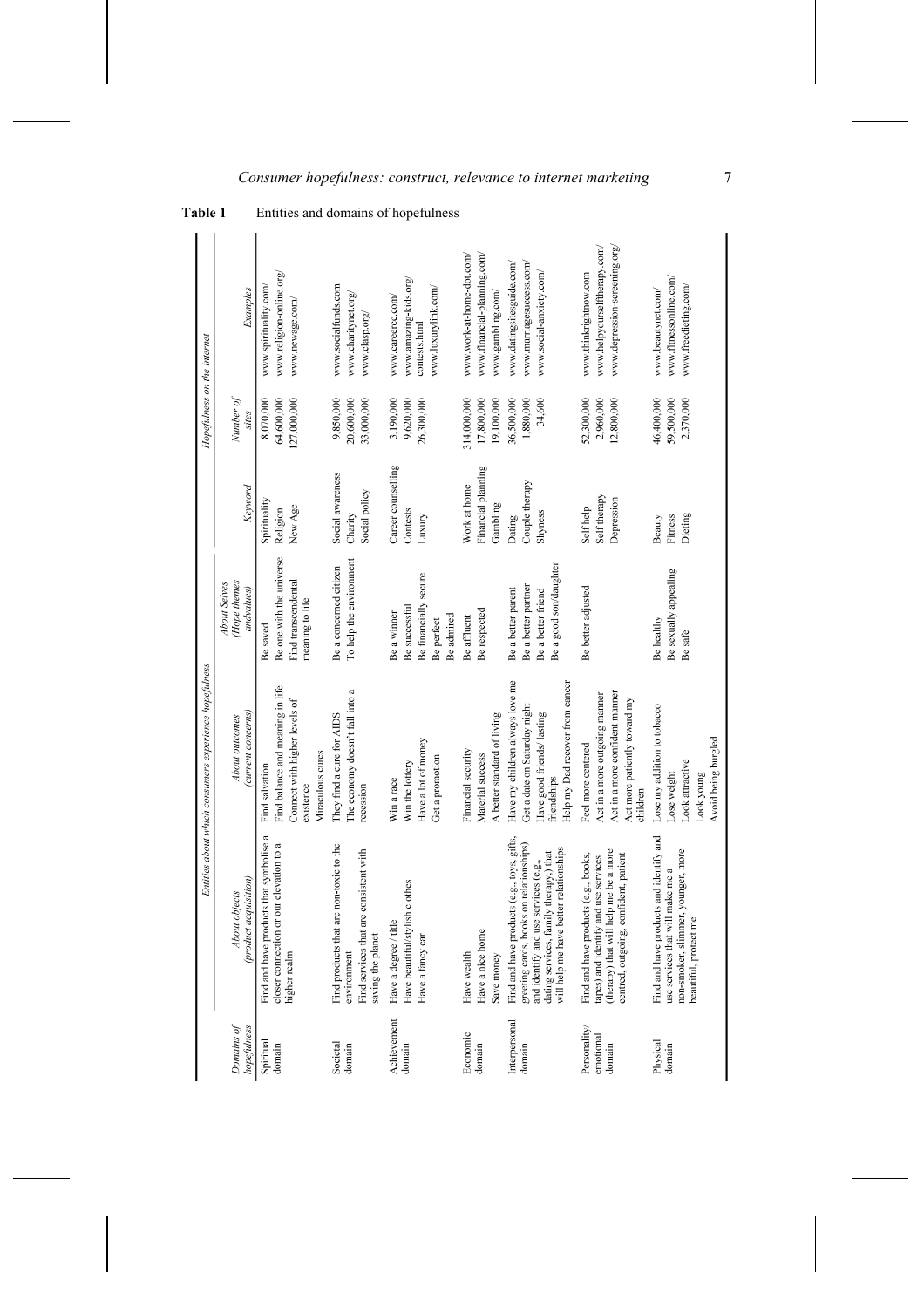**Table 1** Entities and domains of hopefulness

| Domains of hopefulness | Entities about which consumers experience hopefulness | | | Hopefulness on the internet | | |
|---|---|---|---|---|---|---|
| | About objects (product acquisition) | About outcomes (current concerns) | About Selves (Hope themes and values) | Keyword | Number of sites | Examples |
| Spiritual domain | Find and have products that symbolise a closer connection or our elevation to a higher realm | Find salvation<br>Find balance and meaning in life<br>Connect with higher levels of existence<br>Miraculous cures | Be saved<br>Be one with the universe<br>Find transcendental meaning to life | Spirituality<br>Religion<br>New Age | 8,070,000<br>64,600,000<br>127,000,000 | www.spirituality.com/<br>www.religion-online.org/<br>www.newage.com/ |
| Societal domain | Find products that are non-toxic to the environment<br>Find services that are consistent with saving the planet | They find a cure for AIDS<br>The economy doesn't fall into a recession | Be a concerned citizen<br>To help the environment | Social awareness<br>Charity<br>Social policy | 9,850,000<br>20,600,000<br>33,000,000 | www.socialfunds.com<br>www.charitynet.org/<br>www.clasp.org/ |
| Achievement domain | Have a degree / title<br>Have beautiful/stylish clothes<br>Have a fancy car | Win a race<br>Win the lottery<br>Have a lot of money<br>Get a promotion | Be a winner<br>Be successful<br>Be financially secure<br>Be perfect<br>Be admired | Career counselling<br>Contests<br>Luxury | 3,190,000<br>9,620,000<br>26,300,000 | www.careercc.com/<br>www.amazing-kids.org/contests.html<br>www.luxurylink.com/ |
| Economic domain | Have wealth<br>Have a nice home<br>Save money | Financial security<br>Material success<br>A better standard of living | Be affluent<br>Be respected | Work at home<br>Financial planning<br>Gambling | 314,000,000<br>17,800,000<br>19,100,000 | www.work-at-home-dot.com/<br>www.financial-planning.com/<br>www.gambling.com/ |
| Interpersonal domain | Find and have products (e.g., toys, gifts, greeting cards, books on relationships) and identify and use services (e.g., dating services, family therapy,) that will help me have better relationships | Have my children always love me<br>Get a date on Saturday night<br>Have good friends/ lasting friendships<br>Help my Dad recover from cancer | Be a better parent<br>Be a better partner<br>Be a better friend<br>Be a good son/daughter | Dating<br>Couple therapy<br>Shyness | 36,500,000<br>1,880,000<br>34,600 | www.datingsitesguide.com/<br>www.marriagesuccess.com/<br>www.social-anxiety.com/ |
| Personality/ emotional domain | Find and have products (e.g., books, tapes) and identify and use services (therapy) that will help me be a more centred, outgoing, confident, patient | Feel more centered<br>Act in a more outgoing manner<br>Act in a more confident manner<br>Act more patiently toward my children | Be better adjusted | Self help<br>Self therapy<br>Depression | 52,300,000<br>2,960,000<br>12,800,000 | www.thinkrightnow.com<br>www.helpyourselftherapy.com/<br>www.depression-screening.org/ |
| Physical domain | Find and have products and identify and use services that will make me a non-smoker, slimmer, younger, more beautiful, protect me | Lose my addition to tobacco<br>Lose weight<br>Look attractive<br>Look young<br>Avoid being burgled | Be healthy<br>Be sexually appealing<br>Be safe | Beauty<br>Fitness<br>Dieting | 46,400,000<br>59,500,000<br>2,370,000 | www.beautynet.com/<br>www.fitnessonline.com/<br>www.freedieting.com/ |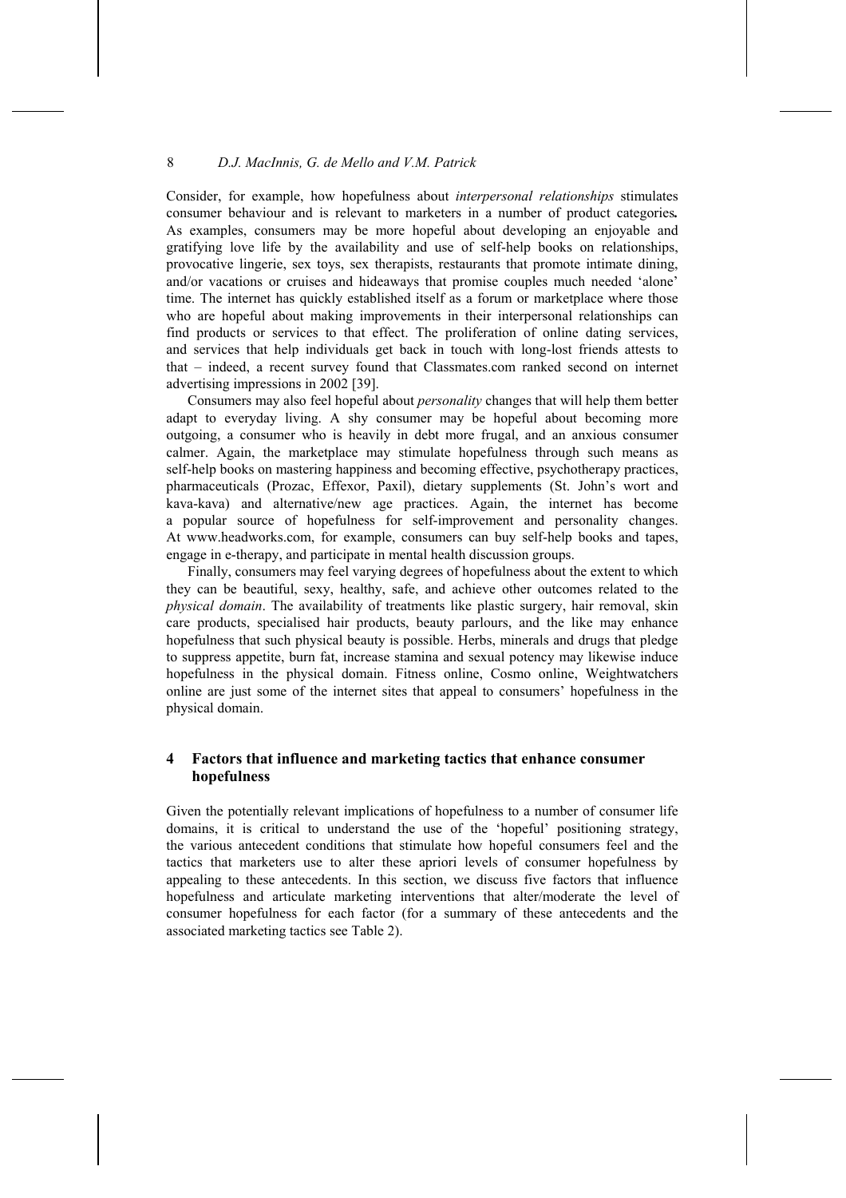Consider, for example, how hopefulness about *interpersonal relationships* stimulates consumer behaviour and is relevant to marketers in a number of product categories**.** As examples, consumers may be more hopeful about developing an enjoyable and gratifying love life by the availability and use of self-help books on relationships, provocative lingerie, sex toys, sex therapists, restaurants that promote intimate dining, and/or vacations or cruises and hideaways that promise couples much needed 'alone' time. The internet has quickly established itself as a forum or marketplace where those who are hopeful about making improvements in their interpersonal relationships can find products or services to that effect. The proliferation of online dating services, and services that help individuals get back in touch with long-lost friends attests to that – indeed, a recent survey found that Classmates.com ranked second on internet advertising impressions in 2002 [39].

Consumers may also feel hopeful about *personality* changes that will help them better adapt to everyday living. A shy consumer may be hopeful about becoming more outgoing, a consumer who is heavily in debt more frugal, and an anxious consumer calmer. Again, the marketplace may stimulate hopefulness through such means as self-help books on mastering happiness and becoming effective, psychotherapy practices, pharmaceuticals (Prozac, Effexor, Paxil), dietary supplements (St. John's wort and kava-kava) and alternative/new age practices. Again, the internet has become a popular source of hopefulness for self-improvement and personality changes. At www.headworks.com, for example, consumers can buy self-help books and tapes, engage in e-therapy, and participate in mental health discussion groups.

Finally, consumers may feel varying degrees of hopefulness about the extent to which they can be beautiful, sexy, healthy, safe, and achieve other outcomes related to the *physical domain*. The availability of treatments like plastic surgery, hair removal, skin care products, specialised hair products, beauty parlours, and the like may enhance hopefulness that such physical beauty is possible. Herbs, minerals and drugs that pledge to suppress appetite, burn fat, increase stamina and sexual potency may likewise induce hopefulness in the physical domain. Fitness online, Cosmo online, Weightwatchers online are just some of the internet sites that appeal to consumers' hopefulness in the physical domain.

## 4 Factors that influence and marketing tactics that enhance consumer hopefulness

Given the potentially relevant implications of hopefulness to a number of consumer life domains, it is critical to understand the use of the 'hopeful' positioning strategy, the various antecedent conditions that stimulate how hopeful consumers feel and the tactics that marketers use to alter these apriori levels of consumer hopefulness by appealing to these antecedents. In this section, we discuss five factors that influence hopefulness and articulate marketing interventions that alter/moderate the level of consumer hopefulness for each factor (for a summary of these antecedents and the associated marketing tactics see Table 2).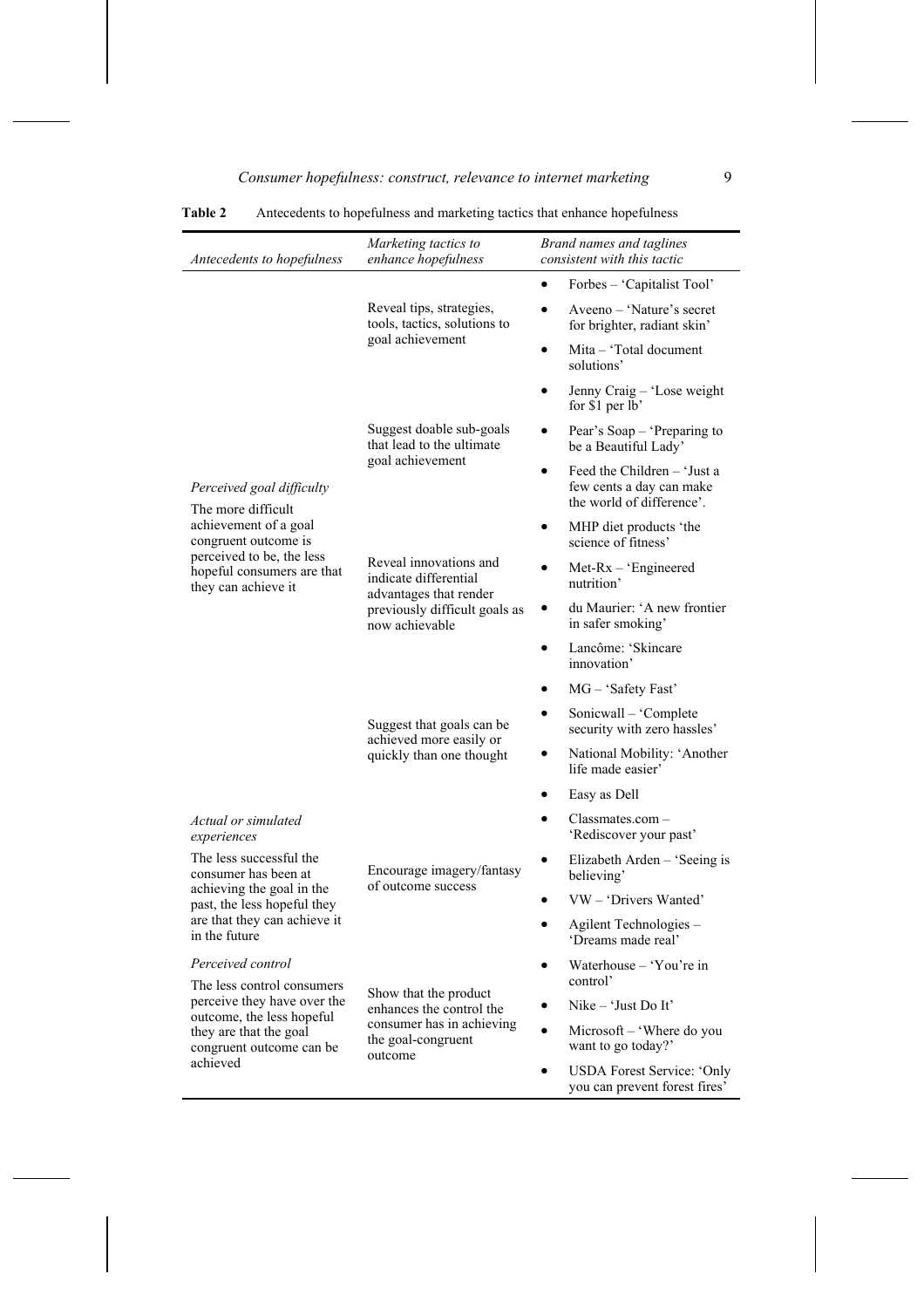**Table 2** Antecedents to hopefulness and marketing tactics that enhance hopefulness

| *Antecedents to hopefulness* | *Marketing tactics to enhance hopefulness* | *Brand names and taglines consistent with this tactic* |
|---|---|---|
| *Perceived goal difficulty* The more difficult achievement of a goal congruent outcome is perceived to be, the less hopeful consumers are that they can achieve it | Reveal tips, strategies, tools, tactics, solutions to goal achievement | • Forbes – 'Capitalist Tool' • Aveeno – 'Nature's secret for brighter, radiant skin' • Mita – 'Total document solutions' |
| | Suggest doable sub-goals that lead to the ultimate goal achievement | • Jenny Craig – 'Lose weight for $1 per lb' • Pear's Soap – 'Preparing to be a Beautiful Lady' • Feed the Children – 'Just a few cents a day can make the world of difference'. |
| | Reveal innovations and indicate differential advantages that render previously difficult goals as now achievable | • MHP diet products 'the science of fitness' • Met-Rx – 'Engineered nutrition' • du Maurier: 'A new frontier in safer smoking' • Lancôme: 'Skincare innovation' |
| | Suggest that goals can be achieved more easily or quickly than one thought | • MG – 'Safety Fast' • Sonicwall – 'Complete security with zero hassles' • National Mobility: 'Another life made easier' • Easy as Dell |
| *Actual or simulated experiences* The less successful the consumer has been at achieving the goal in the past, the less hopeful they are that they can achieve it in the future | Encourage imagery/fantasy of outcome success | • Classmates.com – 'Rediscover your past' • Elizabeth Arden – 'Seeing is believing' • VW – 'Drivers Wanted' • Agilent Technologies – 'Dreams made real' |
| *Perceived control* The less control consumers perceive they have over the outcome, the less hopeful they are that the goal congruent outcome can be achieved | Show that the product enhances the control the consumer has in achieving the goal-congruent outcome | • Waterhouse – 'You're in control' • Nike – 'Just Do It' • Microsoft – 'Where do you want to go today?' • USDA Forest Service: 'Only you can prevent forest fires' |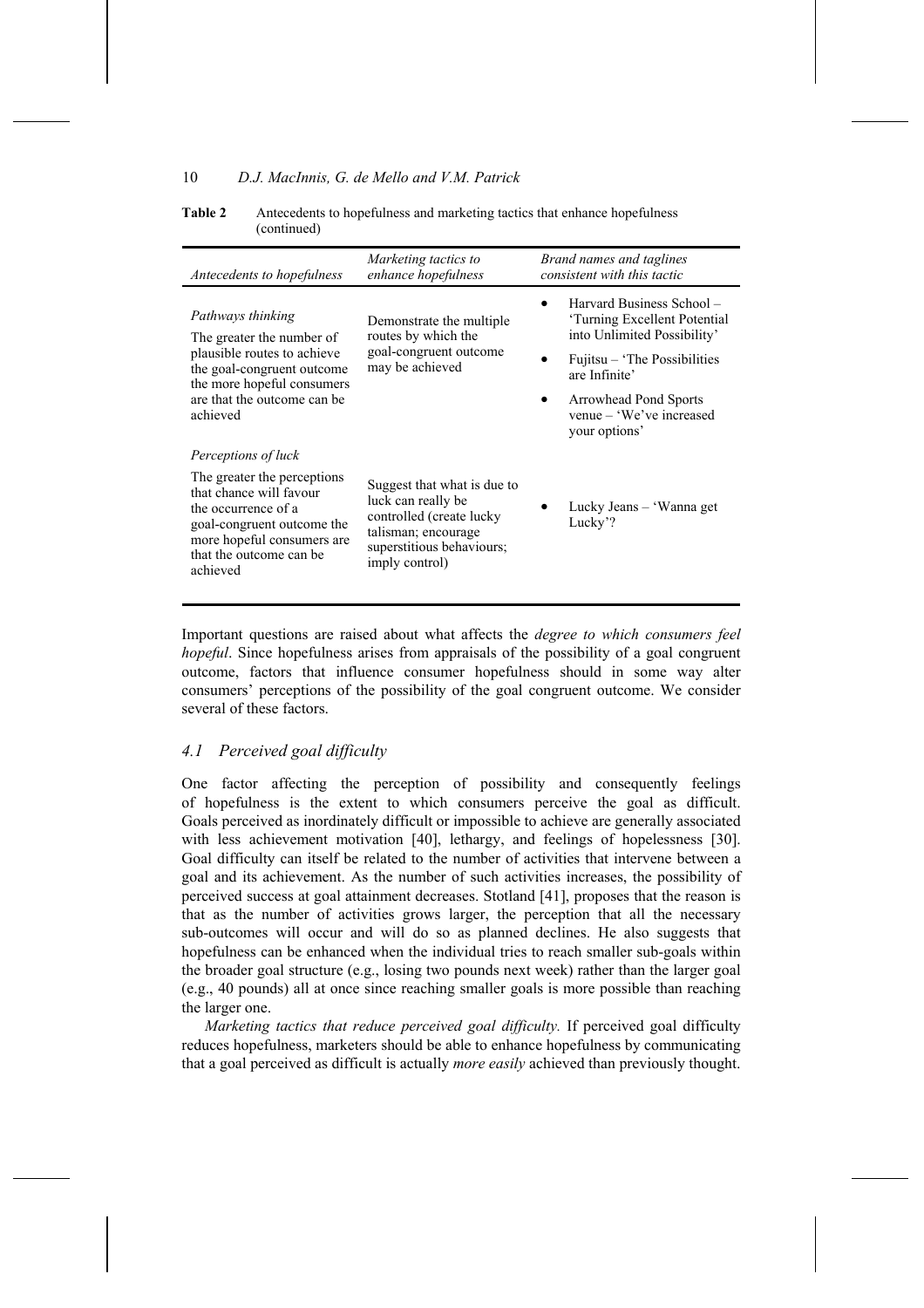**Table 2** Antecedents to hopefulness and marketing tactics that enhance hopefulness (continued)

| *Antecedents to hopefulness* | *Marketing tactics to enhance hopefulness* | *Brand names and taglines consistent with this tactic* |
|---|---|---|
| *Pathways thinking*<br>The greater the number of plausible routes to achieve the goal-congruent outcome the more hopeful consumers are that the outcome can be achieved | Demonstrate the multiple routes by which the goal-congruent outcome may be achieved | • Harvard Business School – 'Turning Excellent Potential into Unlimited Possibility'<br>• Fujitsu – 'The Possibilities are Infinite'<br>• Arrowhead Pond Sports venue – 'We've increased your options' |
| *Perceptions of luck*<br>The greater the perceptions that chance will favour the occurrence of a goal-congruent outcome the more hopeful consumers are that the outcome can be achieved | Suggest that what is due to luck can really be controlled (create lucky talisman; encourage superstitious behaviours; imply control) | • Lucky Jeans – 'Wanna get Lucky'? |

Important questions are raised about what affects the *degree to which consumers feel hopeful*. Since hopefulness arises from appraisals of the possibility of a goal congruent outcome, factors that influence consumer hopefulness should in some way alter consumers' perceptions of the possibility of the goal congruent outcome. We consider several of these factors.

## 4.1 *Perceived goal difficulty*

One factor affecting the perception of possibility and consequently feelings of hopefulness is the extent to which consumers perceive the goal as difficult. Goals perceived as inordinately difficult or impossible to achieve are generally associated with less achievement motivation [40], lethargy, and feelings of hopelessness [30]. Goal difficulty can itself be related to the number of activities that intervene between a goal and its achievement. As the number of such activities increases, the possibility of perceived success at goal attainment decreases. Stotland [41], proposes that the reason is that as the number of activities grows larger, the perception that all the necessary sub-outcomes will occur and will do so as planned declines. He also suggests that hopefulness can be enhanced when the individual tries to reach smaller sub-goals within the broader goal structure (e.g., losing two pounds next week) rather than the larger goal (e.g., 40 pounds) all at once since reaching smaller goals is more possible than reaching the larger one.

*Marketing tactics that reduce perceived goal difficulty.* If perceived goal difficulty reduces hopefulness, marketers should be able to enhance hopefulness by communicating that a goal perceived as difficult is actually *more easily* achieved than previously thought.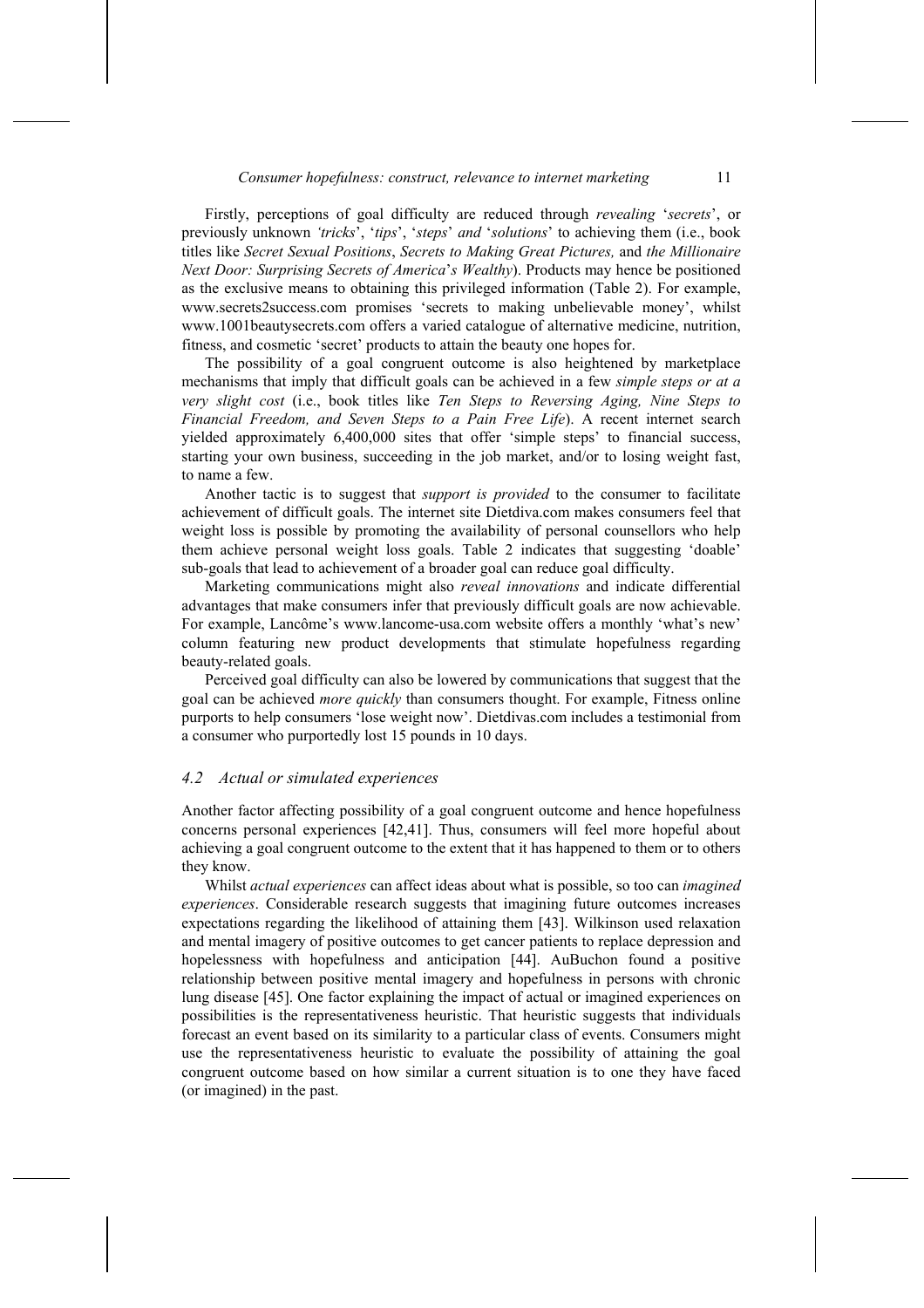Firstly, perceptions of goal difficulty are reduced through *revealing* '*secrets*', or previously unknown *'tricks*', '*tips*', '*steps*' *and* '*solutions*' to achieving them (i.e., book titles like *Secret Sexual Positions*, *Secrets to Making Great Pictures,* and *the Millionaire Next Door: Surprising Secrets of America*'*s Wealthy*). Products may hence be positioned as the exclusive means to obtaining this privileged information (Table 2). For example, www.secrets2success.com promises 'secrets to making unbelievable money', whilst www.1001beautysecrets.com offers a varied catalogue of alternative medicine, nutrition, fitness, and cosmetic 'secret' products to attain the beauty one hopes for.

The possibility of a goal congruent outcome is also heightened by marketplace mechanisms that imply that difficult goals can be achieved in a few *simple steps or at a very slight cost* (i.e., book titles like *Ten Steps to Reversing Aging, Nine Steps to Financial Freedom, and Seven Steps to a Pain Free Life*). A recent internet search yielded approximately 6,400,000 sites that offer 'simple steps' to financial success, starting your own business, succeeding in the job market, and/or to losing weight fast, to name a few.

Another tactic is to suggest that *support is provided* to the consumer to facilitate achievement of difficult goals. The internet site Dietdiva.com makes consumers feel that weight loss is possible by promoting the availability of personal counsellors who help them achieve personal weight loss goals. Table 2 indicates that suggesting 'doable' sub-goals that lead to achievement of a broader goal can reduce goal difficulty.

Marketing communications might also *reveal innovations* and indicate differential advantages that make consumers infer that previously difficult goals are now achievable. For example, Lancôme's www.lancome-usa.com website offers a monthly 'what's new' column featuring new product developments that stimulate hopefulness regarding beauty-related goals.

Perceived goal difficulty can also be lowered by communications that suggest that the goal can be achieved *more quickly* than consumers thought. For example, Fitness online purports to help consumers 'lose weight now'. Dietdivas.com includes a testimonial from a consumer who purportedly lost 15 pounds in 10 days.

### *4.2 Actual or simulated experiences*

Another factor affecting possibility of a goal congruent outcome and hence hopefulness concerns personal experiences [42,41]. Thus, consumers will feel more hopeful about achieving a goal congruent outcome to the extent that it has happened to them or to others they know.

Whilst *actual experiences* can affect ideas about what is possible, so too can *imagined experiences*. Considerable research suggests that imagining future outcomes increases expectations regarding the likelihood of attaining them [43]. Wilkinson used relaxation and mental imagery of positive outcomes to get cancer patients to replace depression and hopelessness with hopefulness and anticipation [44]. AuBuchon found a positive relationship between positive mental imagery and hopefulness in persons with chronic lung disease [45]. One factor explaining the impact of actual or imagined experiences on possibilities is the representativeness heuristic. That heuristic suggests that individuals forecast an event based on its similarity to a particular class of events. Consumers might use the representativeness heuristic to evaluate the possibility of attaining the goal congruent outcome based on how similar a current situation is to one they have faced (or imagined) in the past.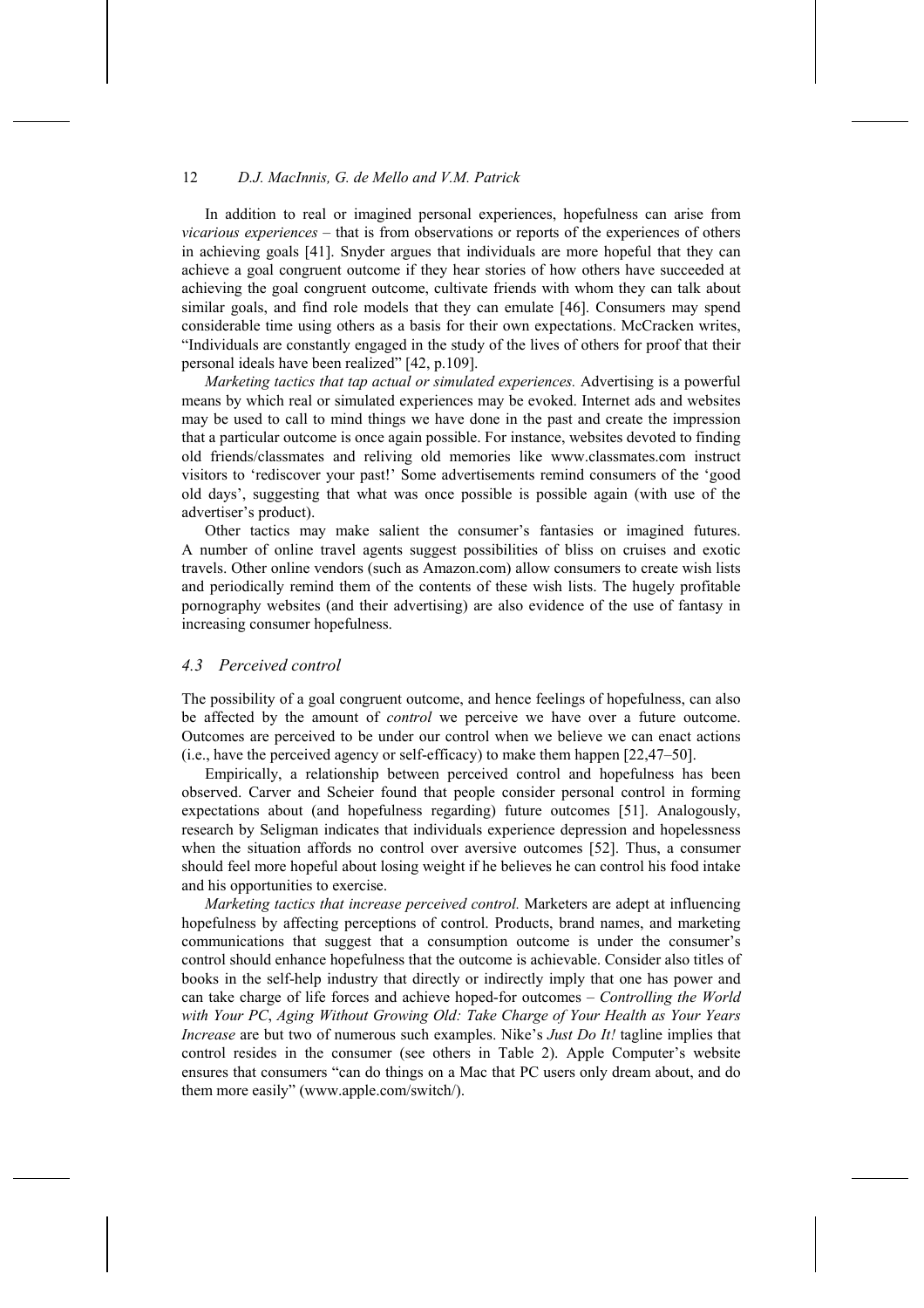In addition to real or imagined personal experiences, hopefulness can arise from *vicarious experiences* – that is from observations or reports of the experiences of others in achieving goals [41]. Snyder argues that individuals are more hopeful that they can achieve a goal congruent outcome if they hear stories of how others have succeeded at achieving the goal congruent outcome, cultivate friends with whom they can talk about similar goals, and find role models that they can emulate [46]. Consumers may spend considerable time using others as a basis for their own expectations. McCracken writes, "Individuals are constantly engaged in the study of the lives of others for proof that their personal ideals have been realized" [42, p.109].

*Marketing tactics that tap actual or simulated experiences.* Advertising is a powerful means by which real or simulated experiences may be evoked. Internet ads and websites may be used to call to mind things we have done in the past and create the impression that a particular outcome is once again possible. For instance, websites devoted to finding old friends/classmates and reliving old memories like www.classmates.com instruct visitors to 'rediscover your past!' Some advertisements remind consumers of the 'good old days', suggesting that what was once possible is possible again (with use of the advertiser's product).

Other tactics may make salient the consumer's fantasies or imagined futures. A number of online travel agents suggest possibilities of bliss on cruises and exotic travels. Other online vendors (such as Amazon.com) allow consumers to create wish lists and periodically remind them of the contents of these wish lists. The hugely profitable pornography websites (and their advertising) are also evidence of the use of fantasy in increasing consumer hopefulness.

### 4.3 Perceived control

The possibility of a goal congruent outcome, and hence feelings of hopefulness, can also be affected by the amount of *control* we perceive we have over a future outcome. Outcomes are perceived to be under our control when we believe we can enact actions (i.e., have the perceived agency or self-efficacy) to make them happen [22,47–50].

Empirically, a relationship between perceived control and hopefulness has been observed. Carver and Scheier found that people consider personal control in forming expectations about (and hopefulness regarding) future outcomes [51]. Analogously, research by Seligman indicates that individuals experience depression and hopelessness when the situation affords no control over aversive outcomes [52]. Thus, a consumer should feel more hopeful about losing weight if he believes he can control his food intake and his opportunities to exercise.

*Marketing tactics that increase perceived control.* Marketers are adept at influencing hopefulness by affecting perceptions of control. Products, brand names, and marketing communications that suggest that a consumption outcome is under the consumer's control should enhance hopefulness that the outcome is achievable. Consider also titles of books in the self-help industry that directly or indirectly imply that one has power and can take charge of life forces and achieve hoped-for outcomes – *Controlling the World with Your PC*, *Aging Without Growing Old: Take Charge of Your Health as Your Years Increase* are but two of numerous such examples. Nike's *Just Do It!* tagline implies that control resides in the consumer (see others in Table 2). Apple Computer's website ensures that consumers "can do things on a Mac that PC users only dream about, and do them more easily" (www.apple.com/switch/).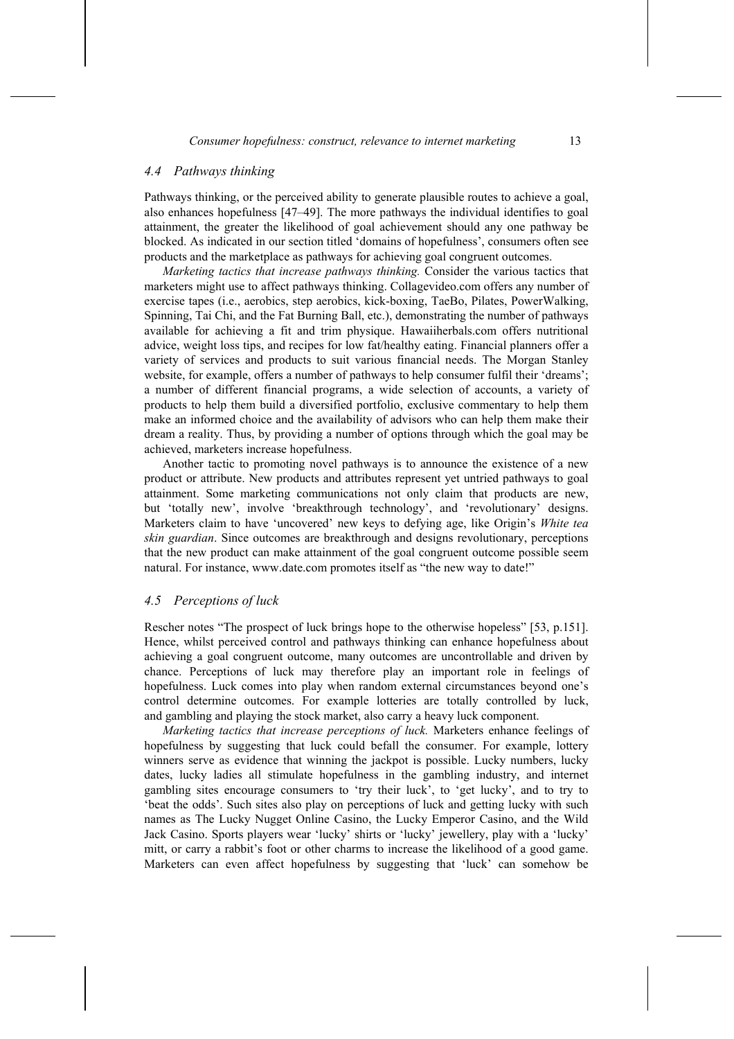### 4.4 Pathways thinking

Pathways thinking, or the perceived ability to generate plausible routes to achieve a goal, also enhances hopefulness [47–49]. The more pathways the individual identifies to goal attainment, the greater the likelihood of goal achievement should any one pathway be blocked. As indicated in our section titled 'domains of hopefulness', consumers often see products and the marketplace as pathways for achieving goal congruent outcomes.

*Marketing tactics that increase pathways thinking.* Consider the various tactics that marketers might use to affect pathways thinking. Collagevideo.com offers any number of exercise tapes (i.e., aerobics, step aerobics, kick-boxing, TaeBo, Pilates, PowerWalking, Spinning, Tai Chi, and the Fat Burning Ball, etc.), demonstrating the number of pathways available for achieving a fit and trim physique. Hawaiiherbals.com offers nutritional advice, weight loss tips, and recipes for low fat/healthy eating. Financial planners offer a variety of services and products to suit various financial needs. The Morgan Stanley website, for example, offers a number of pathways to help consumer fulfil their 'dreams'; a number of different financial programs, a wide selection of accounts, a variety of products to help them build a diversified portfolio, exclusive commentary to help them make an informed choice and the availability of advisors who can help them make their dream a reality. Thus, by providing a number of options through which the goal may be achieved, marketers increase hopefulness.

Another tactic to promoting novel pathways is to announce the existence of a new product or attribute. New products and attributes represent yet untried pathways to goal attainment. Some marketing communications not only claim that products are new, but 'totally new', involve 'breakthrough technology', and 'revolutionary' designs. Marketers claim to have 'uncovered' new keys to defying age, like Origin's *White tea skin guardian*. Since outcomes are breakthrough and designs revolutionary, perceptions that the new product can make attainment of the goal congruent outcome possible seem natural. For instance, www.date.com promotes itself as "the new way to date!"

### 4.5 Perceptions of luck

Rescher notes "The prospect of luck brings hope to the otherwise hopeless" [53, p.151]. Hence, whilst perceived control and pathways thinking can enhance hopefulness about achieving a goal congruent outcome, many outcomes are uncontrollable and driven by chance. Perceptions of luck may therefore play an important role in feelings of hopefulness. Luck comes into play when random external circumstances beyond one's control determine outcomes. For example lotteries are totally controlled by luck, and gambling and playing the stock market, also carry a heavy luck component.

*Marketing tactics that increase perceptions of luck.* Marketers enhance feelings of hopefulness by suggesting that luck could befall the consumer. For example, lottery winners serve as evidence that winning the jackpot is possible. Lucky numbers, lucky dates, lucky ladies all stimulate hopefulness in the gambling industry, and internet gambling sites encourage consumers to 'try their luck', to 'get lucky', and to try to 'beat the odds'. Such sites also play on perceptions of luck and getting lucky with such names as The Lucky Nugget Online Casino, the Lucky Emperor Casino, and the Wild Jack Casino. Sports players wear 'lucky' shirts or 'lucky' jewellery, play with a 'lucky' mitt, or carry a rabbit's foot or other charms to increase the likelihood of a good game. Marketers can even affect hopefulness by suggesting that 'luck' can somehow be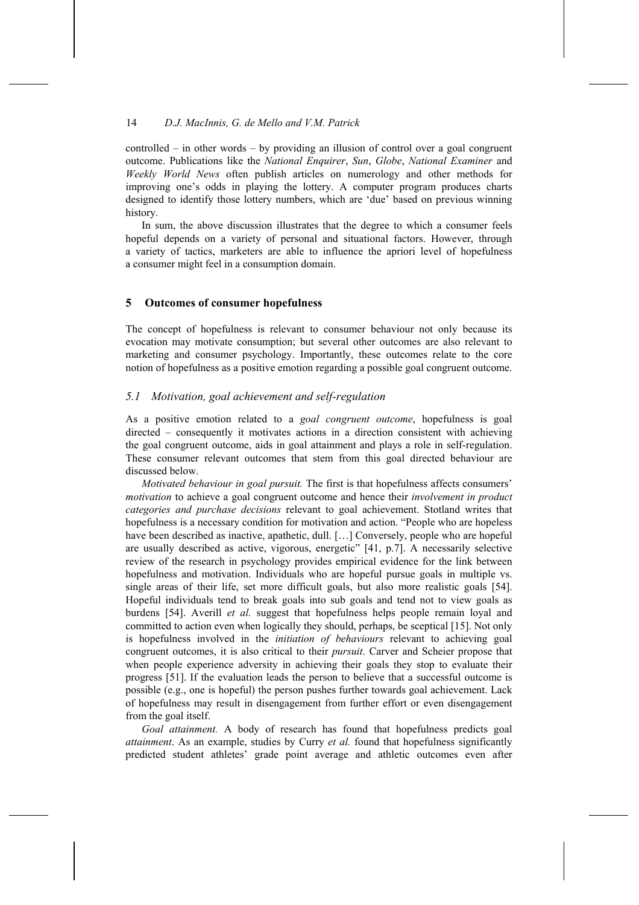controlled – in other words – by providing an illusion of control over a goal congruent outcome. Publications like the *National Enquirer*, *Sun*, *Globe*, *National Examiner* and *Weekly World News* often publish articles on numerology and other methods for improving one's odds in playing the lottery. A computer program produces charts designed to identify those lottery numbers, which are 'due' based on previous winning history.

In sum, the above discussion illustrates that the degree to which a consumer feels hopeful depends on a variety of personal and situational factors. However, through a variety of tactics, marketers are able to influence the apriori level of hopefulness a consumer might feel in a consumption domain.

## 5 Outcomes of consumer hopefulness

The concept of hopefulness is relevant to consumer behaviour not only because its evocation may motivate consumption; but several other outcomes are also relevant to marketing and consumer psychology. Importantly, these outcomes relate to the core notion of hopefulness as a positive emotion regarding a possible goal congruent outcome.

### *5.1 Motivation, goal achievement and self-regulation*

As a positive emotion related to a *goal congruent outcome*, hopefulness is goal directed – consequently it motivates actions in a direction consistent with achieving the goal congruent outcome, aids in goal attainment and plays a role in self-regulation. These consumer relevant outcomes that stem from this goal directed behaviour are discussed below.

*Motivated behaviour in goal pursuit.* The first is that hopefulness affects consumers' *motivation* to achieve a goal congruent outcome and hence their *involvement in product categories and purchase decisions* relevant to goal achievement. Stotland writes that hopefulness is a necessary condition for motivation and action. "People who are hopeless have been described as inactive, apathetic, dull. […] Conversely, people who are hopeful are usually described as active, vigorous, energetic" [41, p.7]. A necessarily selective review of the research in psychology provides empirical evidence for the link between hopefulness and motivation. Individuals who are hopeful pursue goals in multiple vs. single areas of their life, set more difficult goals, but also more realistic goals [54]. Hopeful individuals tend to break goals into sub goals and tend not to view goals as burdens [54]. Averill *et al.* suggest that hopefulness helps people remain loyal and committed to action even when logically they should, perhaps, be sceptical [15]. Not only is hopefulness involved in the *initiation of behaviours* relevant to achieving goal congruent outcomes, it is also critical to their *pursuit*. Carver and Scheier propose that when people experience adversity in achieving their goals they stop to evaluate their progress [51]. If the evaluation leads the person to believe that a successful outcome is possible (e.g., one is hopeful) the person pushes further towards goal achievement. Lack of hopefulness may result in disengagement from further effort or even disengagement from the goal itself.

*Goal attainment.* A body of research has found that hopefulness predicts goal *attainment*. As an example, studies by Curry *et al.* found that hopefulness significantly predicted student athletes' grade point average and athletic outcomes even after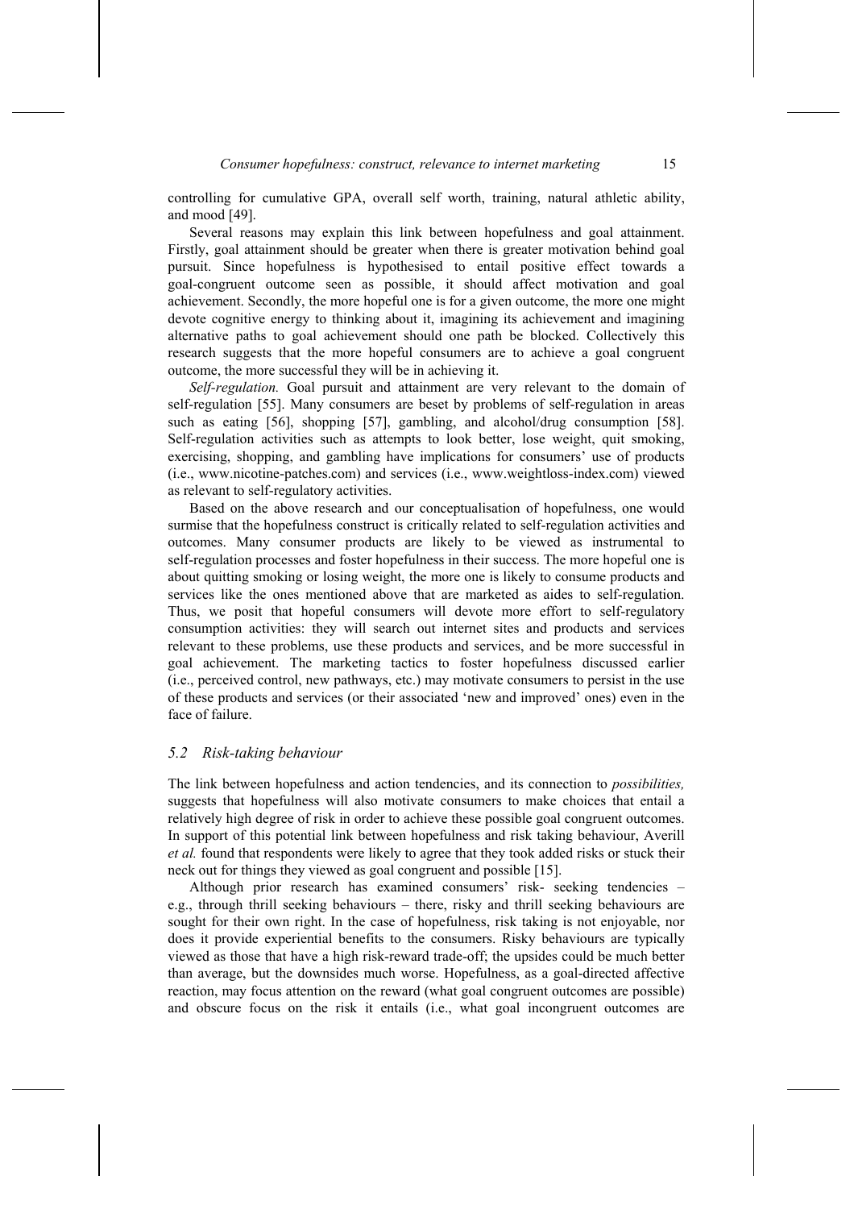controlling for cumulative GPA, overall self worth, training, natural athletic ability, and mood [49].

Several reasons may explain this link between hopefulness and goal attainment. Firstly, goal attainment should be greater when there is greater motivation behind goal pursuit. Since hopefulness is hypothesised to entail positive effect towards a goal-congruent outcome seen as possible, it should affect motivation and goal achievement. Secondly, the more hopeful one is for a given outcome, the more one might devote cognitive energy to thinking about it, imagining its achievement and imagining alternative paths to goal achievement should one path be blocked. Collectively this research suggests that the more hopeful consumers are to achieve a goal congruent outcome, the more successful they will be in achieving it.

*Self-regulation.* Goal pursuit and attainment are very relevant to the domain of self-regulation [55]. Many consumers are beset by problems of self-regulation in areas such as eating [56], shopping [57], gambling, and alcohol/drug consumption [58]. Self-regulation activities such as attempts to look better, lose weight, quit smoking, exercising, shopping, and gambling have implications for consumers' use of products (i.e., www.nicotine-patches.com) and services (i.e., www.weightloss-index.com) viewed as relevant to self-regulatory activities.

Based on the above research and our conceptualisation of hopefulness, one would surmise that the hopefulness construct is critically related to self-regulation activities and outcomes. Many consumer products are likely to be viewed as instrumental to self-regulation processes and foster hopefulness in their success. The more hopeful one is about quitting smoking or losing weight, the more one is likely to consume products and services like the ones mentioned above that are marketed as aides to self-regulation. Thus, we posit that hopeful consumers will devote more effort to self-regulatory consumption activities: they will search out internet sites and products and services relevant to these problems, use these products and services, and be more successful in goal achievement. The marketing tactics to foster hopefulness discussed earlier (i.e., perceived control, new pathways, etc.) may motivate consumers to persist in the use of these products and services (or their associated 'new and improved' ones) even in the face of failure.

### *5.2 Risk-taking behaviour*

The link between hopefulness and action tendencies, and its connection to *possibilities,* suggests that hopefulness will also motivate consumers to make choices that entail a relatively high degree of risk in order to achieve these possible goal congruent outcomes. In support of this potential link between hopefulness and risk taking behaviour, Averill *et al.* found that respondents were likely to agree that they took added risks or stuck their neck out for things they viewed as goal congruent and possible [15].

Although prior research has examined consumers' risk- seeking tendencies – e.g., through thrill seeking behaviours – there, risky and thrill seeking behaviours are sought for their own right. In the case of hopefulness, risk taking is not enjoyable, nor does it provide experiential benefits to the consumers. Risky behaviours are typically viewed as those that have a high risk-reward trade-off; the upsides could be much better than average, but the downsides much worse. Hopefulness, as a goal-directed affective reaction, may focus attention on the reward (what goal congruent outcomes are possible) and obscure focus on the risk it entails (i.e., what goal incongruent outcomes are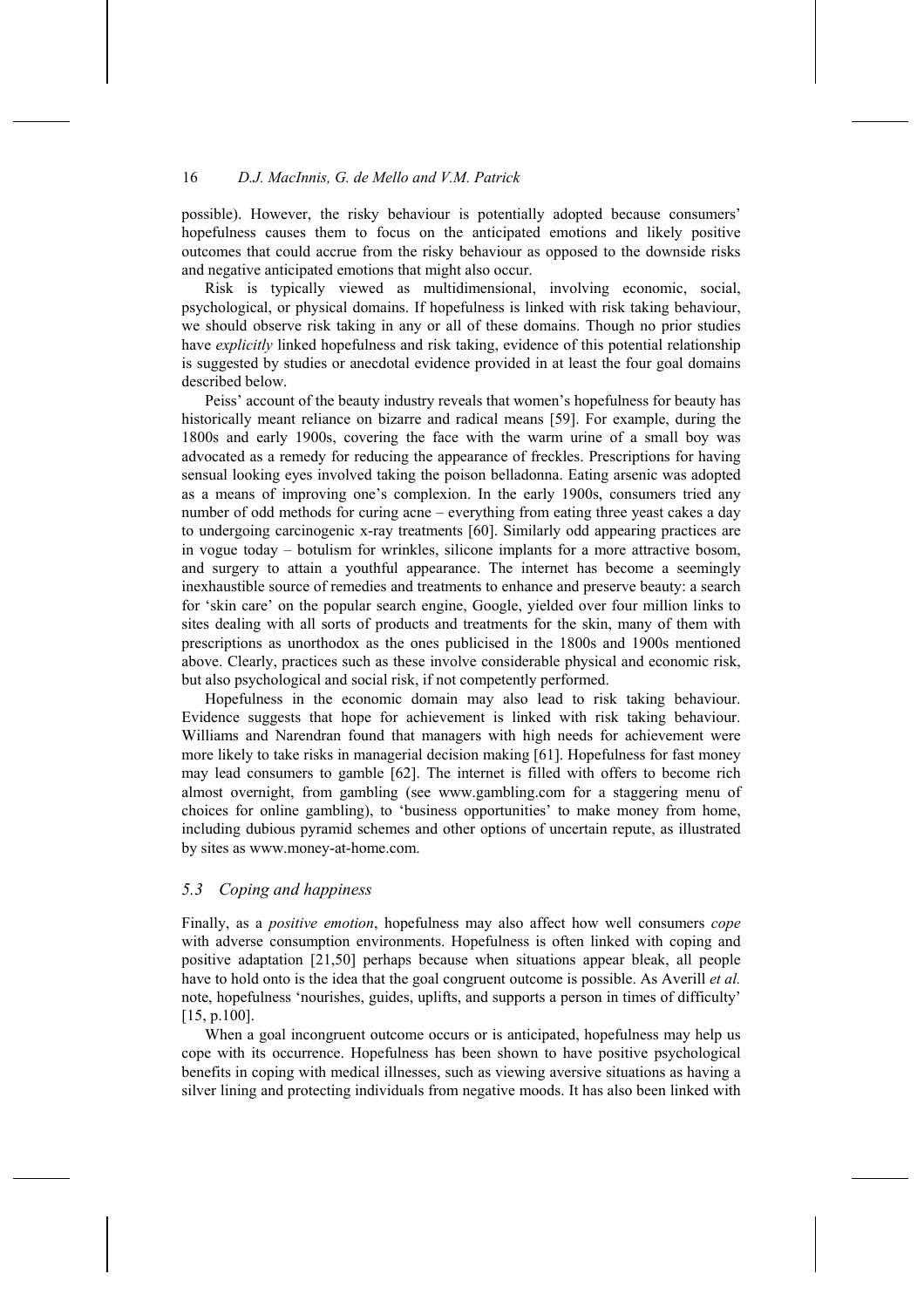possible). However, the risky behaviour is potentially adopted because consumers' hopefulness causes them to focus on the anticipated emotions and likely positive outcomes that could accrue from the risky behaviour as opposed to the downside risks and negative anticipated emotions that might also occur.

Risk is typically viewed as multidimensional, involving economic, social, psychological, or physical domains. If hopefulness is linked with risk taking behaviour, we should observe risk taking in any or all of these domains. Though no prior studies have *explicitly* linked hopefulness and risk taking, evidence of this potential relationship is suggested by studies or anecdotal evidence provided in at least the four goal domains described below.

Peiss' account of the beauty industry reveals that women's hopefulness for beauty has historically meant reliance on bizarre and radical means [59]. For example, during the 1800s and early 1900s, covering the face with the warm urine of a small boy was advocated as a remedy for reducing the appearance of freckles. Prescriptions for having sensual looking eyes involved taking the poison belladonna. Eating arsenic was adopted as a means of improving one's complexion. In the early 1900s, consumers tried any number of odd methods for curing acne – everything from eating three yeast cakes a day to undergoing carcinogenic x-ray treatments [60]. Similarly odd appearing practices are in vogue today – botulism for wrinkles, silicone implants for a more attractive bosom, and surgery to attain a youthful appearance. The internet has become a seemingly inexhaustible source of remedies and treatments to enhance and preserve beauty: a search for 'skin care' on the popular search engine, Google, yielded over four million links to sites dealing with all sorts of products and treatments for the skin, many of them with prescriptions as unorthodox as the ones publicised in the 1800s and 1900s mentioned above. Clearly, practices such as these involve considerable physical and economic risk, but also psychological and social risk, if not competently performed.

Hopefulness in the economic domain may also lead to risk taking behaviour. Evidence suggests that hope for achievement is linked with risk taking behaviour. Williams and Narendran found that managers with high needs for achievement were more likely to take risks in managerial decision making [61]. Hopefulness for fast money may lead consumers to gamble [62]. The internet is filled with offers to become rich almost overnight, from gambling (see www.gambling.com for a staggering menu of choices for online gambling), to 'business opportunities' to make money from home, including dubious pyramid schemes and other options of uncertain repute, as illustrated by sites as www.money-at-home.com.

### *5.3 Coping and happiness*

Finally, as a *positive emotion*, hopefulness may also affect how well consumers *cope* with adverse consumption environments. Hopefulness is often linked with coping and positive adaptation [21,50] perhaps because when situations appear bleak, all people have to hold onto is the idea that the goal congruent outcome is possible. As Averill *et al.* note, hopefulness 'nourishes, guides, uplifts, and supports a person in times of difficulty' [15, p.100].

When a goal incongruent outcome occurs or is anticipated, hopefulness may help us cope with its occurrence. Hopefulness has been shown to have positive psychological benefits in coping with medical illnesses, such as viewing aversive situations as having a silver lining and protecting individuals from negative moods. It has also been linked with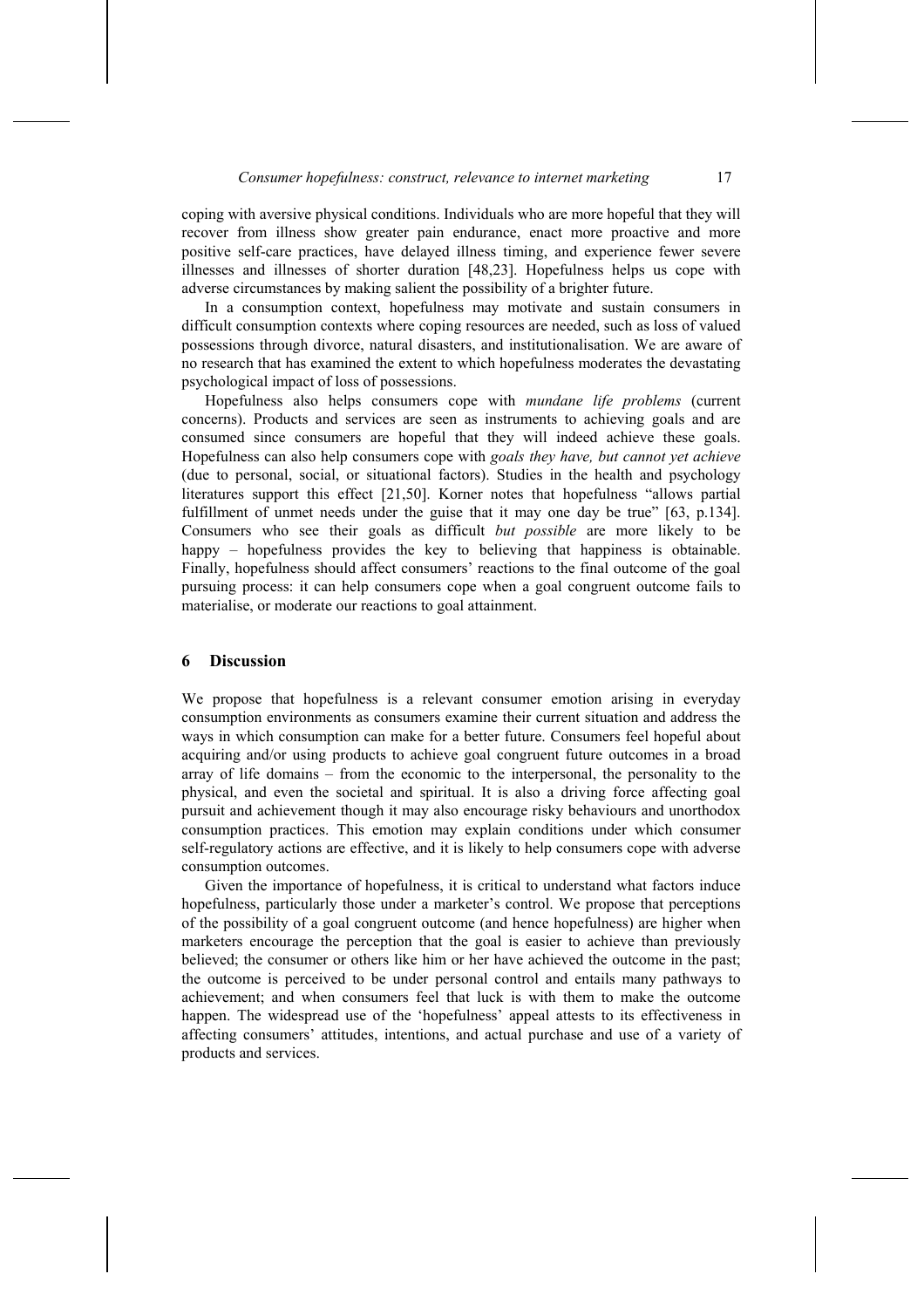coping with aversive physical conditions. Individuals who are more hopeful that they will recover from illness show greater pain endurance, enact more proactive and more positive self-care practices, have delayed illness timing, and experience fewer severe illnesses and illnesses of shorter duration [48,23]. Hopefulness helps us cope with adverse circumstances by making salient the possibility of a brighter future.

In a consumption context, hopefulness may motivate and sustain consumers in difficult consumption contexts where coping resources are needed, such as loss of valued possessions through divorce, natural disasters, and institutionalisation. We are aware of no research that has examined the extent to which hopefulness moderates the devastating psychological impact of loss of possessions.

Hopefulness also helps consumers cope with *mundane life problems* (current concerns). Products and services are seen as instruments to achieving goals and are consumed since consumers are hopeful that they will indeed achieve these goals. Hopefulness can also help consumers cope with *goals they have, but cannot yet achieve* (due to personal, social, or situational factors). Studies in the health and psychology literatures support this effect [21,50]. Korner notes that hopefulness "allows partial fulfillment of unmet needs under the guise that it may one day be true" [63, p.134]. Consumers who see their goals as difficult *but possible* are more likely to be happy – hopefulness provides the key to believing that happiness is obtainable. Finally, hopefulness should affect consumers' reactions to the final outcome of the goal pursuing process: it can help consumers cope when a goal congruent outcome fails to materialise, or moderate our reactions to goal attainment.

## 6 Discussion

We propose that hopefulness is a relevant consumer emotion arising in everyday consumption environments as consumers examine their current situation and address the ways in which consumption can make for a better future. Consumers feel hopeful about acquiring and/or using products to achieve goal congruent future outcomes in a broad array of life domains – from the economic to the interpersonal, the personality to the physical, and even the societal and spiritual. It is also a driving force affecting goal pursuit and achievement though it may also encourage risky behaviours and unorthodox consumption practices. This emotion may explain conditions under which consumer self-regulatory actions are effective, and it is likely to help consumers cope with adverse consumption outcomes.

Given the importance of hopefulness, it is critical to understand what factors induce hopefulness, particularly those under a marketer's control. We propose that perceptions of the possibility of a goal congruent outcome (and hence hopefulness) are higher when marketers encourage the perception that the goal is easier to achieve than previously believed; the consumer or others like him or her have achieved the outcome in the past; the outcome is perceived to be under personal control and entails many pathways to achievement; and when consumers feel that luck is with them to make the outcome happen. The widespread use of the 'hopefulness' appeal attests to its effectiveness in affecting consumers' attitudes, intentions, and actual purchase and use of a variety of products and services.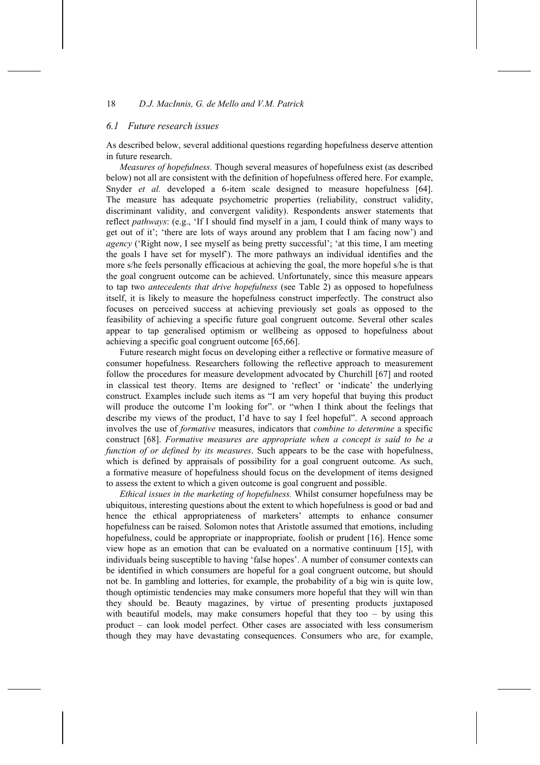### 6.1 Future research issues

As described below, several additional questions regarding hopefulness deserve attention in future research.

*Measures of hopefulness.* Though several measures of hopefulness exist (as described below) not all are consistent with the definition of hopefulness offered here. For example, Snyder *et al.* developed a 6-item scale designed to measure hopefulness [64]. The measure has adequate psychometric properties (reliability, construct validity, discriminant validity, and convergent validity). Respondents answer statements that reflect *pathways*: (e.g., 'If I should find myself in a jam, I could think of many ways to get out of it'; 'there are lots of ways around any problem that I am facing now') and *agency* ('Right now, I see myself as being pretty successful'; 'at this time, I am meeting the goals I have set for myself'). The more pathways an individual identifies and the more s/he feels personally efficacious at achieving the goal, the more hopeful s/he is that the goal congruent outcome can be achieved. Unfortunately, since this measure appears to tap two *antecedents that drive hopefulness* (see Table 2) as opposed to hopefulness itself, it is likely to measure the hopefulness construct imperfectly. The construct also focuses on perceived success at achieving previously set goals as opposed to the feasibility of achieving a specific future goal congruent outcome. Several other scales appear to tap generalised optimism or wellbeing as opposed to hopefulness about achieving a specific goal congruent outcome [65,66].

Future research might focus on developing either a reflective or formative measure of consumer hopefulness. Researchers following the reflective approach to measurement follow the procedures for measure development advocated by Churchill [67] and rooted in classical test theory. Items are designed to 'reflect' or 'indicate' the underlying construct. Examples include such items as "I am very hopeful that buying this product will produce the outcome I'm looking for". or "when I think about the feelings that describe my views of the product, I'd have to say I feel hopeful". A second approach involves the use of *formative* measures, indicators that *combine to determine* a specific construct [68]. *Formative measures are appropriate when a concept is said to be a function of or defined by its measures*. Such appears to be the case with hopefulness, which is defined by appraisals of possibility for a goal congruent outcome. As such, a formative measure of hopefulness should focus on the development of items designed to assess the extent to which a given outcome is goal congruent and possible.

*Ethical issues in the marketing of hopefulness.* Whilst consumer hopefulness may be ubiquitous, interesting questions about the extent to which hopefulness is good or bad and hence the ethical appropriateness of marketers' attempts to enhance consumer hopefulness can be raised. Solomon notes that Aristotle assumed that emotions, including hopefulness, could be appropriate or inappropriate, foolish or prudent [16]. Hence some view hope as an emotion that can be evaluated on a normative continuum [15], with individuals being susceptible to having 'false hopes'. A number of consumer contexts can be identified in which consumers are hopeful for a goal congruent outcome, but should not be. In gambling and lotteries, for example, the probability of a big win is quite low, though optimistic tendencies may make consumers more hopeful that they will win than they should be. Beauty magazines, by virtue of presenting products juxtaposed with beautiful models, may make consumers hopeful that they too – by using this product – can look model perfect. Other cases are associated with less consumerism though they may have devastating consequences. Consumers who are, for example,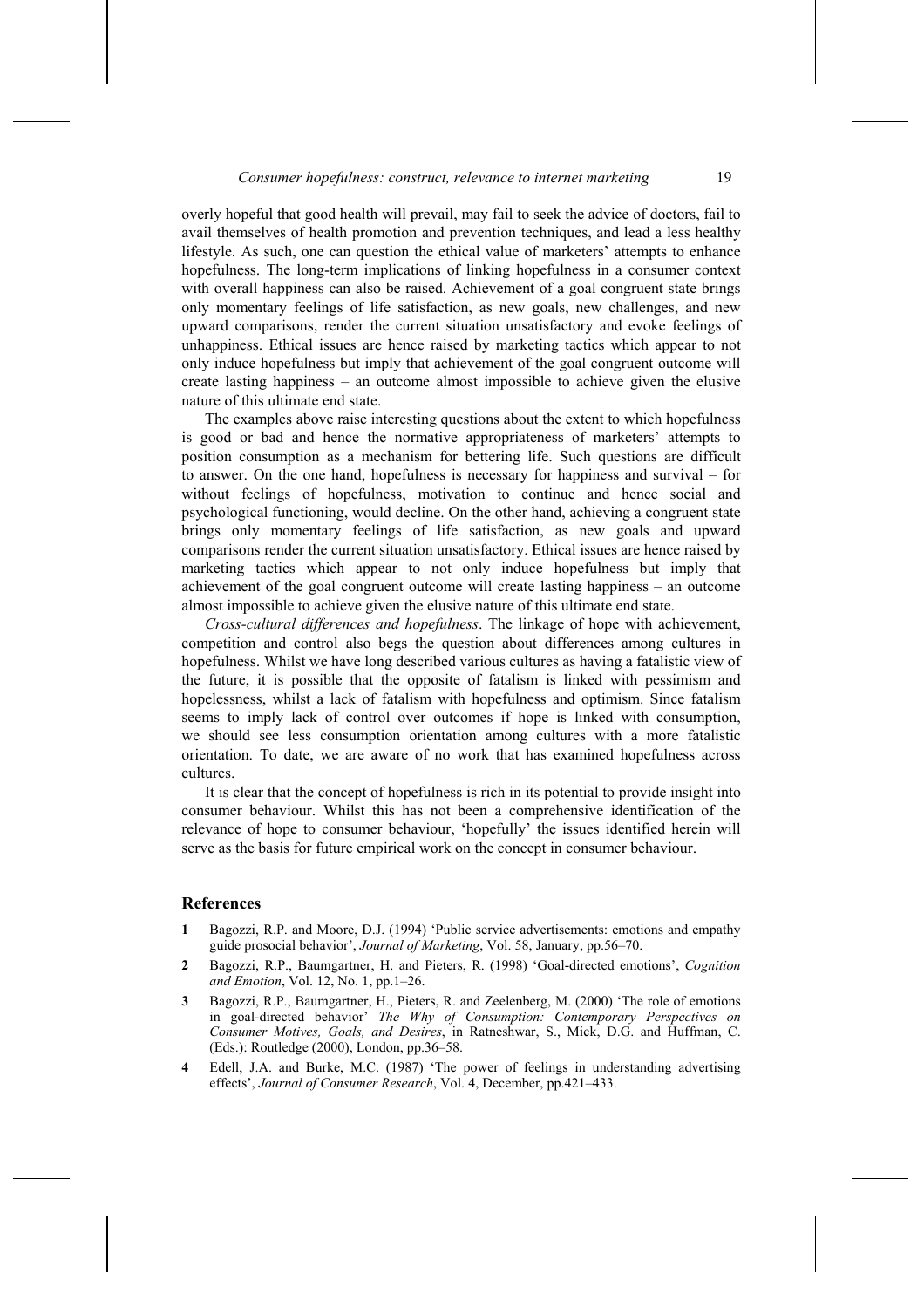overly hopeful that good health will prevail, may fail to seek the advice of doctors, fail to avail themselves of health promotion and prevention techniques, and lead a less healthy lifestyle. As such, one can question the ethical value of marketers' attempts to enhance hopefulness. The long-term implications of linking hopefulness in a consumer context with overall happiness can also be raised. Achievement of a goal congruent state brings only momentary feelings of life satisfaction, as new goals, new challenges, and new upward comparisons, render the current situation unsatisfactory and evoke feelings of unhappiness. Ethical issues are hence raised by marketing tactics which appear to not only induce hopefulness but imply that achievement of the goal congruent outcome will create lasting happiness – an outcome almost impossible to achieve given the elusive nature of this ultimate end state.

The examples above raise interesting questions about the extent to which hopefulness is good or bad and hence the normative appropriateness of marketers' attempts to position consumption as a mechanism for bettering life. Such questions are difficult to answer. On the one hand, hopefulness is necessary for happiness and survival – for without feelings of hopefulness, motivation to continue and hence social and psychological functioning, would decline. On the other hand, achieving a congruent state brings only momentary feelings of life satisfaction, as new goals and upward comparisons render the current situation unsatisfactory. Ethical issues are hence raised by marketing tactics which appear to not only induce hopefulness but imply that achievement of the goal congruent outcome will create lasting happiness – an outcome almost impossible to achieve given the elusive nature of this ultimate end state.

*Cross-cultural differences and hopefulness*. The linkage of hope with achievement, competition and control also begs the question about differences among cultures in hopefulness. Whilst we have long described various cultures as having a fatalistic view of the future, it is possible that the opposite of fatalism is linked with pessimism and hopelessness, whilst a lack of fatalism with hopefulness and optimism. Since fatalism seems to imply lack of control over outcomes if hope is linked with consumption, we should see less consumption orientation among cultures with a more fatalistic orientation. To date, we are aware of no work that has examined hopefulness across cultures.

It is clear that the concept of hopefulness is rich in its potential to provide insight into consumer behaviour. Whilst this has not been a comprehensive identification of the relevance of hope to consumer behaviour, 'hopefully' the issues identified herein will serve as the basis for future empirical work on the concept in consumer behaviour.

## References

**1** Bagozzi, R.P. and Moore, D.J. (1994) 'Public service advertisements: emotions and empathy guide prosocial behavior', *Journal of Marketing*, Vol. 58, January, pp.56–70.

**2** Bagozzi, R.P., Baumgartner, H. and Pieters, R. (1998) 'Goal-directed emotions', *Cognition and Emotion*, Vol. 12, No. 1, pp.1–26.

**3** Bagozzi, R.P., Baumgartner, H., Pieters, R. and Zeelenberg, M. (2000) 'The role of emotions in goal-directed behavior' *The Why of Consumption: Contemporary Perspectives on Consumer Motives, Goals, and Desires*, in Ratneshwar, S., Mick, D.G. and Huffman, C. (Eds.): Routledge (2000), London, pp.36–58.

**4** Edell, J.A. and Burke, M.C. (1987) 'The power of feelings in understanding advertising effects', *Journal of Consumer Research*, Vol. 4, December, pp.421–433.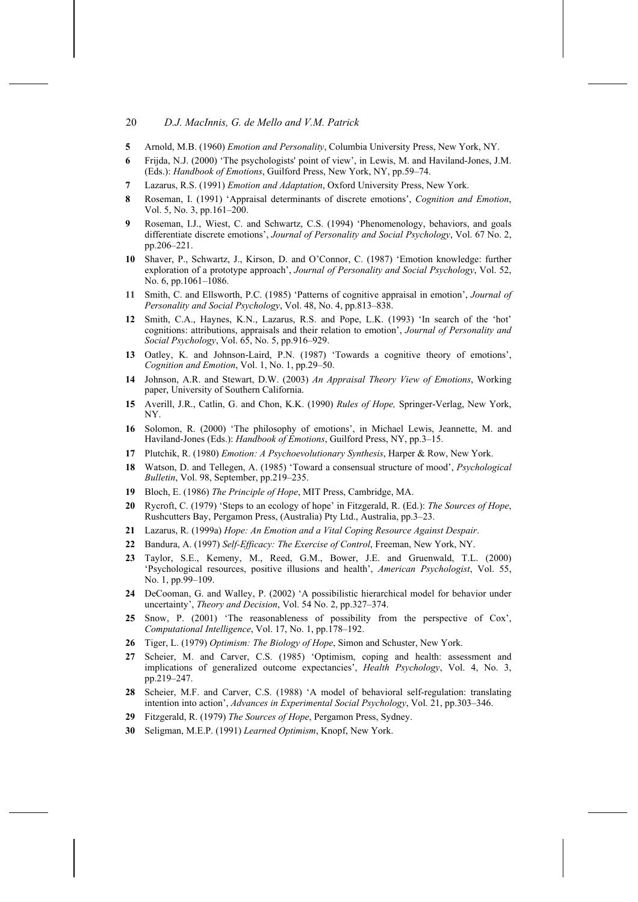**5** Arnold, M.B. (1960) *Emotion and Personality*, Columbia University Press, New York, NY.

**6** Frijda, N.J. (2000) 'The psychologists' point of view', in Lewis, M. and Haviland-Jones, J.M. (Eds.): *Handbook of Emotions*, Guilford Press, New York, NY, pp.59–74.

**7** Lazarus, R.S. (1991) *Emotion and Adaptation*, Oxford University Press, New York.

**8** Roseman, I. (1991) 'Appraisal determinants of discrete emotions', *Cognition and Emotion*, Vol. 5, No. 3, pp.161–200.

**9** Roseman, I.J., Wiest, C. and Schwartz, C.S. (1994) 'Phenomenology, behaviors, and goals differentiate discrete emotions', *Journal of Personality and Social Psychology*, Vol. 67 No. 2, pp.206–221.

**10** Shaver, P., Schwartz, J., Kirson, D. and O'Connor, C. (1987) 'Emotion knowledge: further exploration of a prototype approach', *Journal of Personality and Social Psychology*, Vol. 52, No. 6, pp.1061–1086.

**11** Smith, C. and Ellsworth, P.C. (1985) 'Patterns of cognitive appraisal in emotion', *Journal of Personality and Social Psychology*, Vol. 48, No. 4, pp.813–838.

**12** Smith, C.A., Haynes, K.N., Lazarus, R.S. and Pope, L.K. (1993) 'In search of the 'hot' cognitions: attributions, appraisals and their relation to emotion', *Journal of Personality and Social Psychology*, Vol. 65, No. 5, pp.916–929.

**13** Oatley, K. and Johnson-Laird, P.N. (1987) 'Towards a cognitive theory of emotions', *Cognition and Emotion*, Vol. 1, No. 1, pp.29–50.

**14** Johnson, A.R. and Stewart, D.W. (2003) *An Appraisal Theory View of Emotions*, Working paper, University of Southern California.

**15** Averill, J.R., Catlin, G. and Chon, K.K. (1990) *Rules of Hope,* Springer-Verlag, New York, NY.

**16** Solomon, R. (2000) 'The philosophy of emotions', in Michael Lewis, Jeannette, M. and Haviland-Jones (Eds.): *Handbook of Emotions*, Guilford Press, NY, pp.3–15.

**17** Plutchik, R. (1980) *Emotion: A Psychoevolutionary Synthesis*, Harper & Row, New York.

**18** Watson, D. and Tellegen, A. (1985) 'Toward a consensual structure of mood', *Psychological Bulletin*, Vol. 98, September, pp.219–235.

**19** Bloch, E. (1986) *The Principle of Hope*, MIT Press, Cambridge, MA.

**20** Rycroft, C. (1979) 'Steps to an ecology of hope' in Fitzgerald, R. (Ed.): *The Sources of Hope*, Rushcutters Bay, Pergamon Press, (Australia) Pty Ltd., Australia, pp.3–23.

**21** Lazarus, R. (1999a) *Hope: An Emotion and a Vital Coping Resource Against Despair*.

**22** Bandura, A. (1997) *Self-Efficacy: The Exercise of Control*, Freeman, New York, NY.

**23** Taylor, S.E., Kemeny, M., Reed, G.M., Bower, J.E. and Gruenwald, T.L. (2000) 'Psychological resources, positive illusions and health', *American Psychologist*, Vol. 55, No. 1, pp.99–109.

**24** DeCooman, G. and Walley, P. (2002) 'A possibilistic hierarchical model for behavior under uncertainty', *Theory and Decision*, Vol. 54 No. 2, pp.327–374.

**25** Snow, P. (2001) 'The reasonableness of possibility from the perspective of Cox', *Computational Intelligence*, Vol. 17, No. 1, pp.178–192.

**26** Tiger, L. (1979) *Optimism: The Biology of Hope*, Simon and Schuster, New York.

**27** Scheier, M. and Carver, C.S. (1985) 'Optimism, coping and health: assessment and implications of generalized outcome expectancies', *Health Psychology*, Vol. 4, No. 3, pp.219–247.

**28** Scheier, M.F. and Carver, C.S. (1988) 'A model of behavioral self-regulation: translating intention into action', *Advances in Experimental Social Psychology*, Vol. 21, pp.303–346.

**29** Fitzgerald, R. (1979) *The Sources of Hope*, Pergamon Press, Sydney.

**30** Seligman, M.E.P. (1991) *Learned Optimism*, Knopf, New York.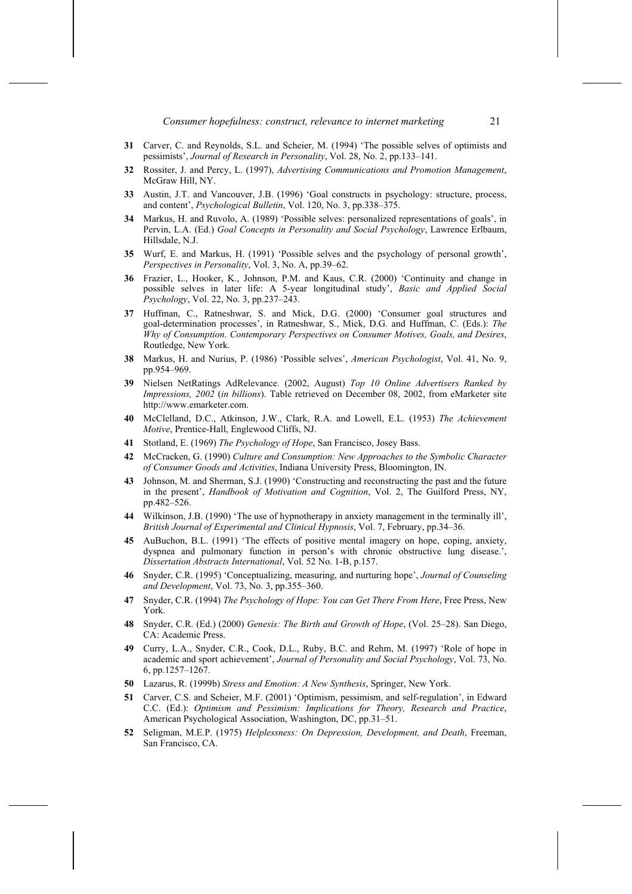31 Carver, C. and Reynolds, S.L. and Scheier, M. (1994) 'The possible selves of optimists and pessimists', *Journal of Research in Personality*, Vol. 28, No. 2, pp.133–141.

32 Rossiter, J. and Percy, L. (1997), *Advertising Communications and Promotion Management*, McGraw Hill, NY.

33 Austin, J.T. and Vancouver, J.B. (1996) 'Goal constructs in psychology: structure, process, and content', *Psychological Bulletin*, Vol. 120, No. 3, pp.338–375.

34 Markus, H. and Ruvolo, A. (1989) 'Possible selves: personalized representations of goals', in Pervin, L.A. (Ed.) *Goal Concepts in Personality and Social Psychology*, Lawrence Erlbaum, Hillsdale, N.J.

35 Wurf, E. and Markus, H. (1991) 'Possible selves and the psychology of personal growth', *Perspectives in Personality*, Vol. 3, No. A, pp.39–62.

36 Frazier, L., Hooker, K., Johnson, P.M. and Kaus, C.R. (2000) 'Continuity and change in possible selves in later life: A 5-year longitudinal study', *Basic and Applied Social Psychology*, Vol. 22, No. 3, pp.237–243.

37 Huffman, C., Ratneshwar, S. and Mick, D.G. (2000) 'Consumer goal structures and goal-determination processes', in Ratneshwar, S., Mick, D.G. and Huffman, C. (Eds.): *The Why of Consumption. Contemporary Perspectives on Consumer Motives, Goals, and Desires*, Routledge, New York.

38 Markus, H. and Nurius, P. (1986) 'Possible selves', *American Psychologist*, Vol. 41, No. 9, pp.954–969.

39 Nielsen NetRatings AdRelevance. (2002, August) *Top 10 Online Advertisers Ranked by Impressions, 2002* (*in billions*). Table retrieved on December 08, 2002, from eMarketer site http://www.emarketer.com.

40 McClelland, D.C., Atkinson, J.W., Clark, R.A. and Lowell, E.L. (1953) *The Achievement Motive*, Prentice-Hall, Englewood Cliffs, NJ.

41 Stotland, E. (1969) *The Psychology of Hope*, San Francisco, Josey Bass.

42 McCracken, G. (1990) *Culture and Consumption: New Approaches to the Symbolic Character of Consumer Goods and Activities*, Indiana University Press, Bloomington, IN.

43 Johnson, M. and Sherman, S.J. (1990) 'Constructing and reconstructing the past and the future in the present', *Handbook of Motivation and Cognition*, Vol. 2, The Guilford Press, NY, pp.482–526.

44 Wilkinson, J.B. (1990) 'The use of hypnotherapy in anxiety management in the terminally ill', *British Journal of Experimental and Clinical Hypnosis*, Vol. 7, February, pp.34–36.

45 AuBuchon, B.L. (1991) 'The effects of positive mental imagery on hope, coping, anxiety, dyspnea and pulmonary function in person's with chronic obstructive lung disease.', *Dissertation Abstracts International*, Vol. 52 No. 1-B, p.157.

46 Snyder, C.R. (1995) 'Conceptualizing, measuring, and nurturing hope', *Journal of Counseling and Development*, Vol. 73, No. 3, pp.355–360.

47 Snyder, C.R. (1994) *The Psychology of Hope: You can Get There From Here*, Free Press, New York.

48 Snyder, C.R. (Ed.) (2000) *Genesis: The Birth and Growth of Hope*, (Vol. 25–28). San Diego, CA: Academic Press.

49 Curry, L.A., Snyder, C.R., Cook, D.L., Ruby, B.C. and Rehm, M. (1997) 'Role of hope in academic and sport achievement', *Journal of Personality and Social Psychology*, Vol. 73, No. 6, pp.1257–1267.

50 Lazarus, R. (1999b) *Stress and Emotion: A New Synthesis*, Springer, New York.

51 Carver, C.S. and Scheier, M.F. (2001) 'Optimism, pessimism, and self-regulation', in Edward C.C. (Ed.): *Optimism and Pessimism: Implications for Theory, Research and Practice*, American Psychological Association, Washington, DC, pp.31–51.

52 Seligman, M.E.P. (1975) *Helplessness: On Depression, Development, and Death*, Freeman, San Francisco, CA.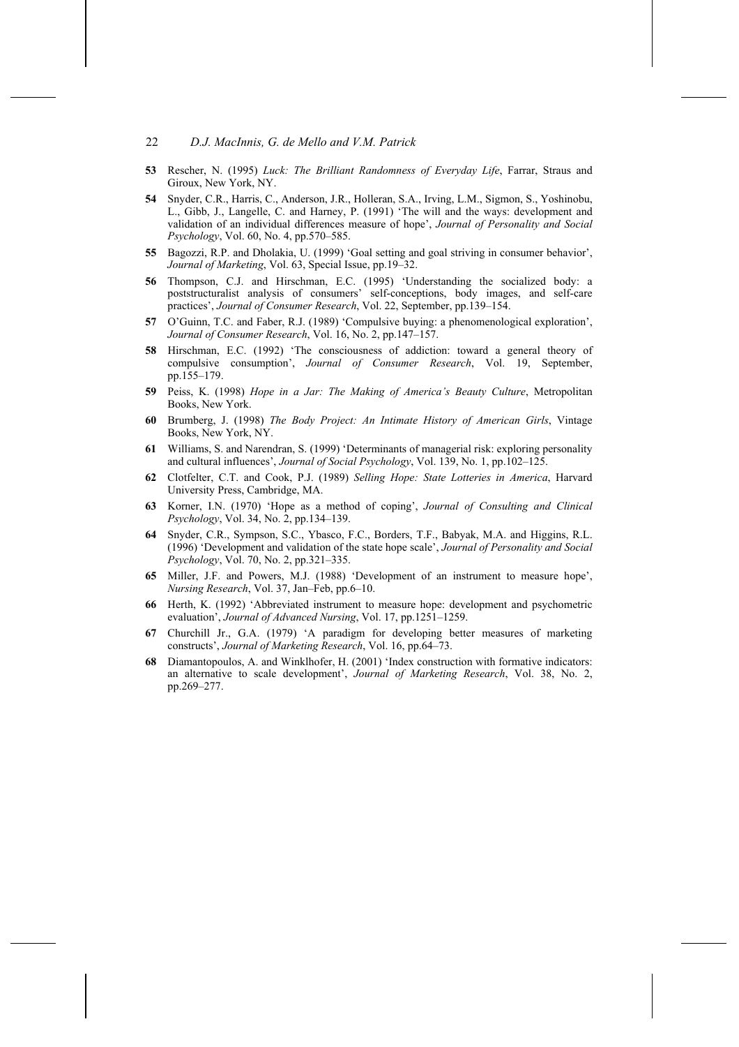**53** Rescher, N. (1995) *Luck: The Brilliant Randomness of Everyday Life*, Farrar, Straus and Giroux, New York, NY.

**54** Snyder, C.R., Harris, C., Anderson, J.R., Holleran, S.A., Irving, L.M., Sigmon, S., Yoshinobu, L., Gibb, J., Langelle, C. and Harney, P. (1991) 'The will and the ways: development and validation of an individual differences measure of hope', *Journal of Personality and Social Psychology*, Vol. 60, No. 4, pp.570–585.

**55** Bagozzi, R.P. and Dholakia, U. (1999) 'Goal setting and goal striving in consumer behavior', *Journal of Marketing*, Vol. 63, Special Issue, pp.19–32.

**56** Thompson, C.J. and Hirschman, E.C. (1995) 'Understanding the socialized body: a poststructuralist analysis of consumers' self-conceptions, body images, and self-care practices', *Journal of Consumer Research*, Vol. 22, September, pp.139–154.

**57** O'Guinn, T.C. and Faber, R.J. (1989) 'Compulsive buying: a phenomenological exploration', *Journal of Consumer Research*, Vol. 16, No. 2, pp.147–157.

**58** Hirschman, E.C. (1992) 'The consciousness of addiction: toward a general theory of compulsive consumption', *Journal of Consumer Research*, Vol. 19, September, pp.155–179.

**59** Peiss, K. (1998) *Hope in a Jar: The Making of America's Beauty Culture*, Metropolitan Books, New York.

**60** Brumberg, J. (1998) *The Body Project: An Intimate History of American Girls*, Vintage Books, New York, NY.

**61** Williams, S. and Narendran, S. (1999) 'Determinants of managerial risk: exploring personality and cultural influences', *Journal of Social Psychology*, Vol. 139, No. 1, pp.102–125.

**62** Clotfelter, C.T. and Cook, P.J. (1989) *Selling Hope: State Lotteries in America*, Harvard University Press, Cambridge, MA.

**63** Korner, I.N. (1970) 'Hope as a method of coping', *Journal of Consulting and Clinical Psychology*, Vol. 34, No. 2, pp.134–139.

**64** Snyder, C.R., Sympson, S.C., Ybasco, F.C., Borders, T.F., Babyak, M.A. and Higgins, R.L. (1996) 'Development and validation of the state hope scale', *Journal of Personality and Social Psychology*, Vol. 70, No. 2, pp.321–335.

**65** Miller, J.F. and Powers, M.J. (1988) 'Development of an instrument to measure hope', *Nursing Research*, Vol. 37, Jan–Feb, pp.6–10.

**66** Herth, K. (1992) 'Abbreviated instrument to measure hope: development and psychometric evaluation', *Journal of Advanced Nursing*, Vol. 17, pp.1251–1259.

**67** Churchill Jr., G.A. (1979) 'A paradigm for developing better measures of marketing constructs', *Journal of Marketing Research*, Vol. 16, pp.64–73.

**68** Diamantopoulos, A. and Winklhofer, H. (2001) 'Index construction with formative indicators: an alternative to scale development', *Journal of Marketing Research*, Vol. 38, No. 2, pp.269–277.